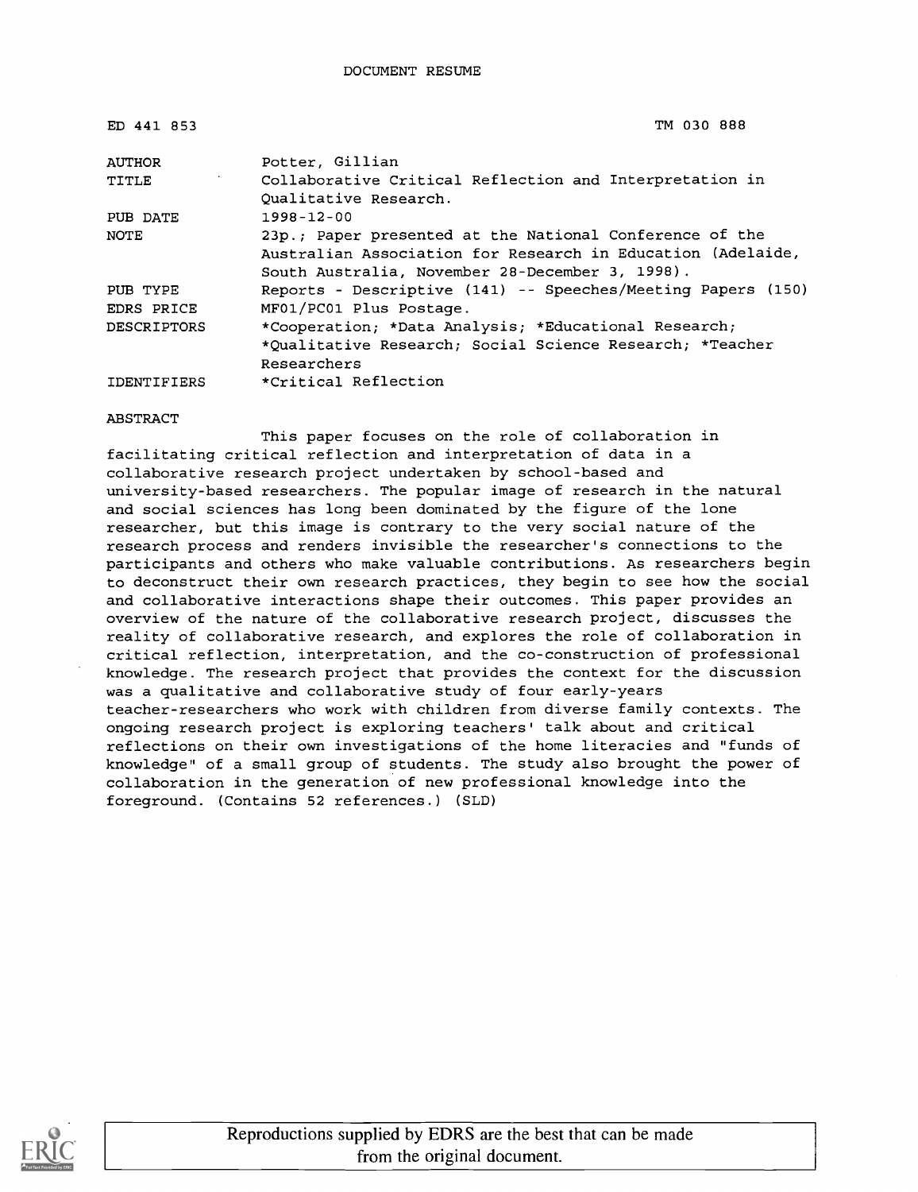DOCUMENT RESUME

| | |
|---|---|
| ED 441 853 | TM 030 888 |
| AUTHOR | Potter, Gillian |
| TITLE | Collaborative Critical Reflection and Interpretation in Qualitative Research. |
| PUB DATE | 1998-12-00 |
| NOTE | 23p.; Paper presented at the National Conference of the Australian Association for Research in Education (Adelaide, South Australia, November 28-December 3, 1998). |
| PUB TYPE | Reports - Descriptive (141) -- Speeches/Meeting Papers (150) |
| EDRS PRICE | MF01/PC01 Plus Postage. |
| DESCRIPTORS | *Cooperation; *Data Analysis; *Educational Research; *Qualitative Research; Social Science Research; *Teacher Researchers |
| IDENTIFIERS | *Critical Reflection |

ABSTRACT

This paper focuses on the role of collaboration in facilitating critical reflection and interpretation of data in a collaborative research project undertaken by school-based and university-based researchers. The popular image of research in the natural and social sciences has long been dominated by the figure of the lone researcher, but this image is contrary to the very social nature of the research process and renders invisible the researcher's connections to the participants and others who make valuable contributions. As researchers begin to deconstruct their own research practices, they begin to see how the social and collaborative interactions shape their outcomes. This paper provides an overview of the nature of the collaborative research project, discusses the reality of collaborative research, and explores the role of collaboration in critical reflection, interpretation, and the co-construction of professional knowledge. The research project that provides the context for the discussion was a qualitative and collaborative study of four early-years teacher-researchers who work with children from diverse family contexts. The ongoing research project is exploring teachers' talk about and critical reflections on their own investigations of the home literacies and "funds of knowledge" of a small group of students. The study also brought the power of collaboration in the generation of new professional knowledge into the foreground. (Contains 52 references.) (SLD)

Reproductions supplied by EDRS are the best that can be made from the original document.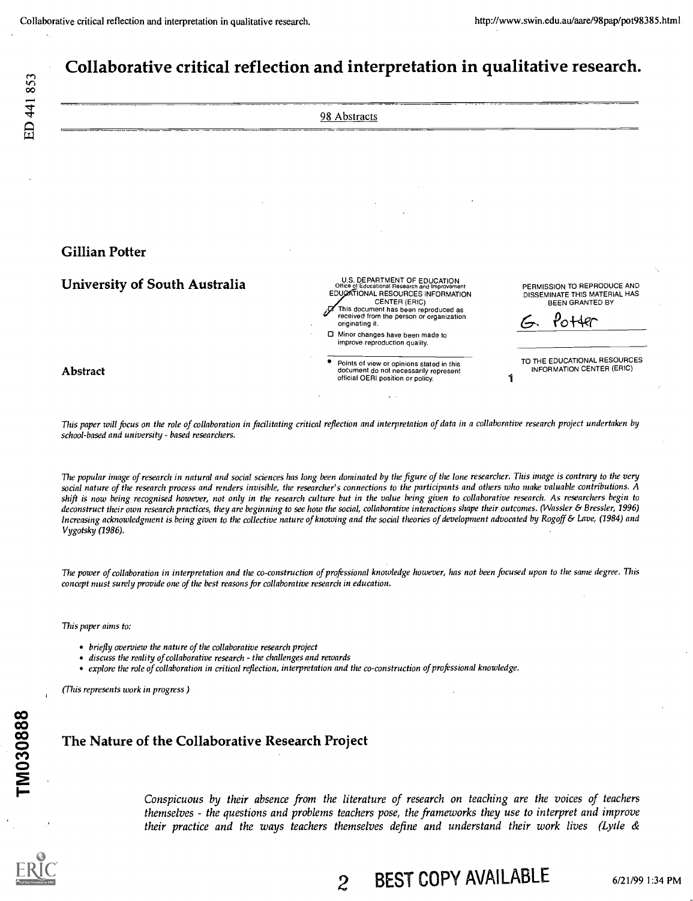# Collaborative critical reflection and interpretation in qualitative research.

98 Abstracts

## Gillian Potter

## University of South Australia

### Abstract

*This paper will focus on the role of collaboration in facilitating critical reflection and interpretation of data in a collaborative research project undertaken by school-based and university - based researchers.*

*The popular image of research in natural and social sciences has long been dominated by the figure of the lone researcher. This image is contrary to the very social nature of the research process and renders invisible, the researcher's connections to the participants and others who make valuable contributions. A shift is now being recognised however, not only in the research culture but in the value being given to collaborative research. As researchers begin to deconstruct their own research practices, they are beginning to see how the social, collaborative interactions shape their outcomes. (Wassler & Bressler, 1996) Increasing acknowledgment is being given to the collective nature of knowing and the social theories of development advocated by Rogoff & Lave, (1984) and Vygotsky (1986).*

*The power of collaboration in interpretation and the co-construction of professional knowledge however, has not been focused upon to the same degree. This concept must surely provide one of the best reasons for collaborative research in education.*

*This paper aims to:*

- *briefly overview the nature of the collaborative research project*
- *discuss the reality of collaborative research - the challenges and rewards*
- *explore the role of collaboration in critical reflection, interpretation and the co-construction of professional knowledge.*

*(This represents work in progress )*

## The Nature of the Collaborative Research Project

> *Conspicuous by their absence from the literature of research on teaching are the voices of teachers themselves - the questions and problems teachers pose, the frameworks they use to interpret and improve their practice and the ways teachers themselves define and understand their work lives (Lytle &*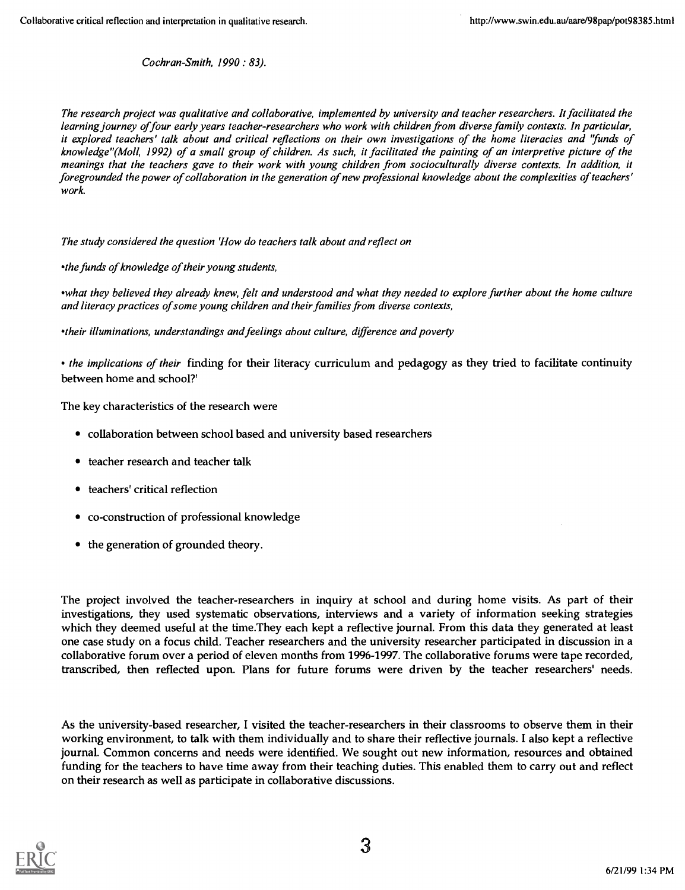*Cochran-Smith, 1990 : 83).*

*The research project was qualitative and collaborative, implemented by university and teacher researchers. It facilitated the learning journey of four early years teacher-researchers who work with children from diverse family contexts. In particular, it explored teachers' talk about and critical reflections on their own investigations of the home literacies and "funds of knowledge"(Moll, 1992) of a small group of children. As such, it facilitated the painting of an interpretive picture of the meanings that the teachers gave to their work with young children from socioculturally diverse contexts. In addition, it foregrounded the power of collaboration in the generation of new professional knowledge about the complexities of teachers' work.*

*The study considered the question 'How do teachers talk about and reflect on*

*•the funds of knowledge of their young students,*

*•what they believed they already knew, felt and understood and what they needed to explore further about the home culture and literacy practices of some young children and their families from diverse contexts,*

*•their illuminations, understandings and feelings about culture, difference and poverty*

• *the implications of their* finding for their literacy curriculum and pedagogy as they tried to facilitate continuity between home and school?'

The key characteristics of the research were

- collaboration between school based and university based researchers
- teacher research and teacher talk
- teachers' critical reflection
- co-construction of professional knowledge
- the generation of grounded theory.

The project involved the teacher-researchers in inquiry at school and during home visits. As part of their investigations, they used systematic observations, interviews and a variety of information seeking strategies which they deemed useful at the time.They each kept a reflective journal. From this data they generated at least one case study on a focus child. Teacher researchers and the university researcher participated in discussion in a collaborative forum over a period of eleven months from 1996-1997. The collaborative forums were tape recorded, transcribed, then reflected upon. Plans for future forums were driven by the teacher researchers' needs.

As the university-based researcher, I visited the teacher-researchers in their classrooms to observe them in their working environment, to talk with them individually and to share their reflective journals. I also kept a reflective journal. Common concerns and needs were identified. We sought out new information, resources and obtained funding for the teachers to have time away from their teaching duties. This enabled them to carry out and reflect on their research as well as participate in collaborative discussions.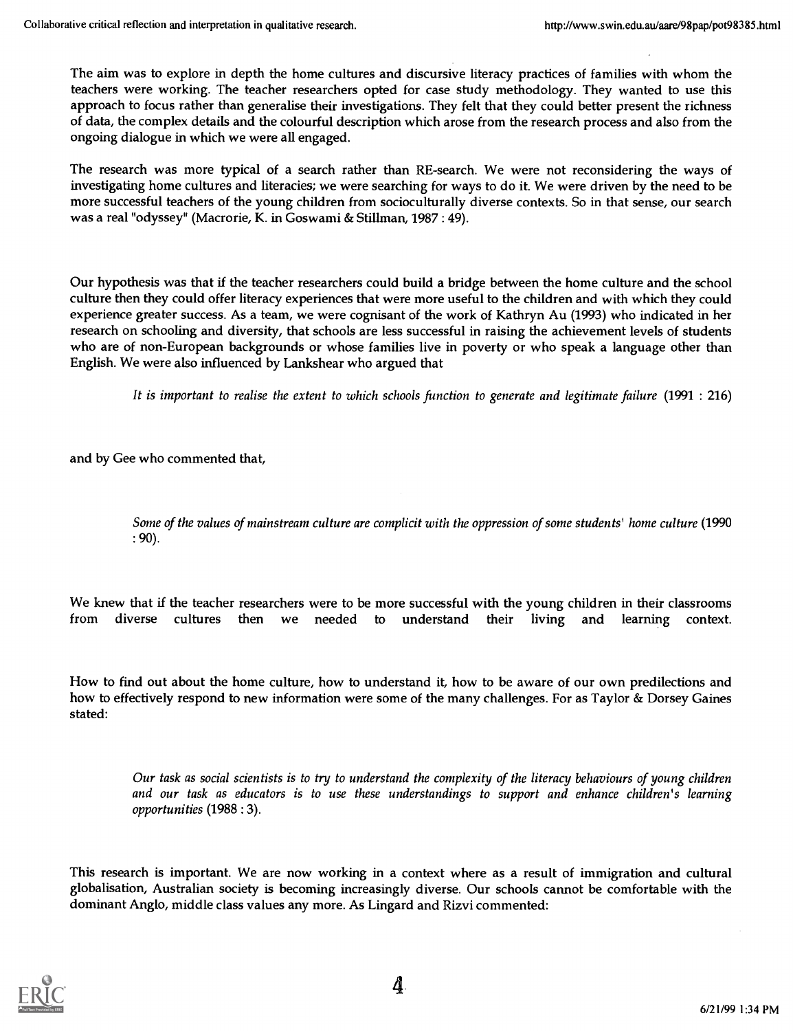The aim was to explore in depth the home cultures and discursive literacy practices of families with whom the teachers were working. The teacher researchers opted for case study methodology. They wanted to use this approach to focus rather than generalise their investigations. They felt that they could better present the richness of data, the complex details and the colourful description which arose from the research process and also from the ongoing dialogue in which we were all engaged.

The research was more typical of a search rather than RE-search. We were not reconsidering the ways of investigating home cultures and literacies; we were searching for ways to do it. We were driven by the need to be more successful teachers of the young children from socioculturally diverse contexts. So in that sense, our search was a real "odyssey" (Macrorie, K. in Goswami & Stillman, 1987 : 49).

Our hypothesis was that if the teacher researchers could build a bridge between the home culture and the school culture then they could offer literacy experiences that were more useful to the children and with which they could experience greater success. As a team, we were cognisant of the work of Kathryn Au (1993) who indicated in her research on schooling and diversity, that schools are less successful in raising the achievement levels of students who are of non-European backgrounds or whose families live in poverty or who speak a language other than English. We were also influenced by Lankshear who argued that

> *It is important to realise the extent to which schools function to generate and legitimate failure* (1991 : 216)

and by Gee who commented that,

> *Some of the values of mainstream culture are complicit with the oppression of some students' home culture* (1990 : 90).

We knew that if the teacher researchers were to be more successful with the young children in their classrooms from diverse cultures then we needed to understand their living and learning context.

How to find out about the home culture, how to understand it, how to be aware of our own predilections and how to effectively respond to new information were some of the many challenges. For as Taylor & Dorsey Gaines stated:

> *Our task as social scientists is to try to understand the complexity of the literacy behaviours of young children and our task as educators is to use these understandings to support and enhance children's learning opportunities* (1988 : 3).

This research is important. We are now working in a context where as a result of immigration and cultural globalisation, Australian society is becoming increasingly diverse. Our schools cannot be comfortable with the dominant Anglo, middle class values any more. As Lingard and Rizvi commented: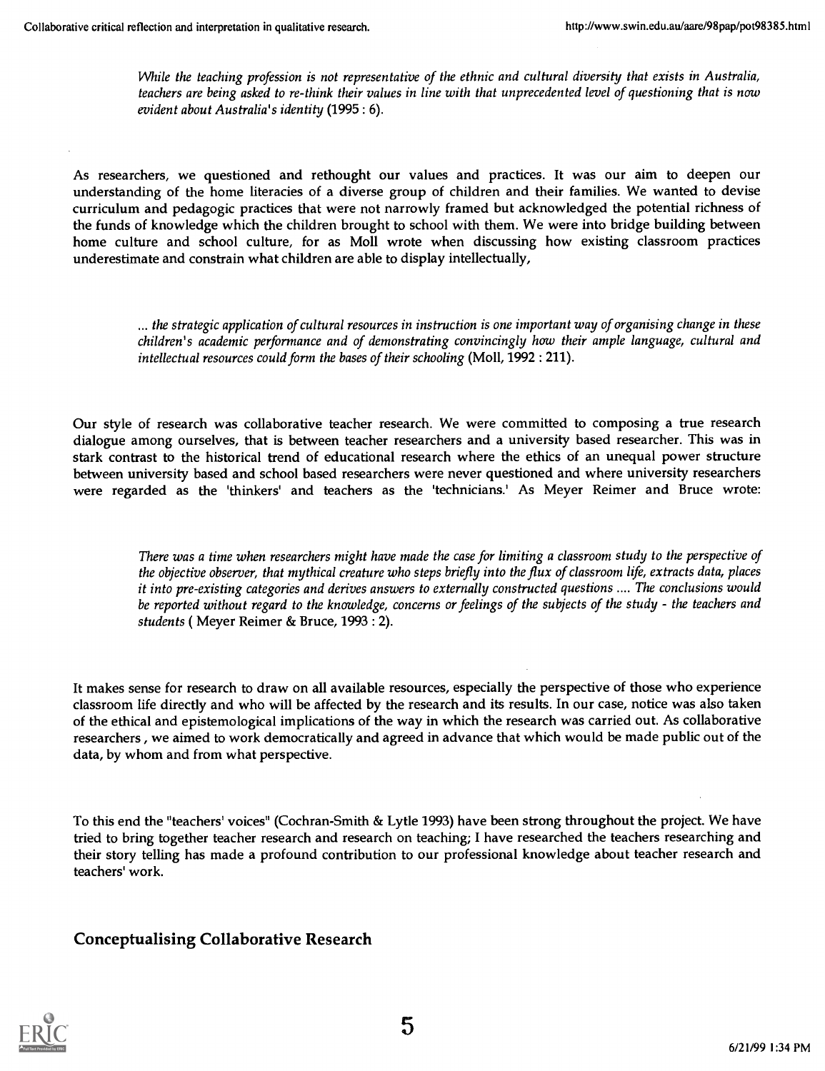*While the teaching profession is not representative of the ethnic and cultural diversity that exists in Australia, teachers are being asked to re-think their values in line with that unprecedented level of questioning that is now evident about Australia's identity* (1995 : 6).

As researchers, we questioned and rethought our values and practices. It was our aim to deepen our understanding of the home literacies of a diverse group of children and their families. We wanted to devise curriculum and pedagogic practices that were not narrowly framed but acknowledged the potential richness of the funds of knowledge which the children brought to school with them. We were into bridge building between home culture and school culture, for as Moll wrote when discussing how existing classroom practices underestimate and constrain what children are able to display intellectually,

> *... the strategic application of cultural resources in instruction is one important way of organising change in these children's academic performance and of demonstrating convincingly how their ample language, cultural and intellectual resources could form the bases of their schooling* (Moll, 1992 : 211).

Our style of research was collaborative teacher research. We were committed to composing a true research dialogue among ourselves, that is between teacher researchers and a university based researcher. This was in stark contrast to the historical trend of educational research where the ethics of an unequal power structure between university based and school based researchers were never questioned and where university researchers were regarded as the 'thinkers' and teachers as the 'technicians.' As Meyer Reimer and Bruce wrote:

> *There was a time when researchers might have made the case for limiting a classroom study to the perspective of the objective observer, that mythical creature who steps briefly into the flux of classroom life, extracts data, places it into pre-existing categories and derives answers to externally constructed questions .... The conclusions would be reported without regard to the knowledge, concerns or feelings of the subjects of the study - the teachers and students* ( Meyer Reimer & Bruce, 1993 : 2).

It makes sense for research to draw on all available resources, especially the perspective of those who experience classroom life directly and who will be affected by the research and its results. In our case, notice was also taken of the ethical and epistemological implications of the way in which the research was carried out. As collaborative researchers , we aimed to work democratically and agreed in advance that which would be made public out of the data, by whom and from what perspective.

To this end the "teachers' voices" (Cochran-Smith & Lytle 1993) have been strong throughout the project. We have tried to bring together teacher research and research on teaching; I have researched the teachers researching and their story telling has made a profound contribution to our professional knowledge about teacher research and teachers' work.

## Conceptualising Collaborative Research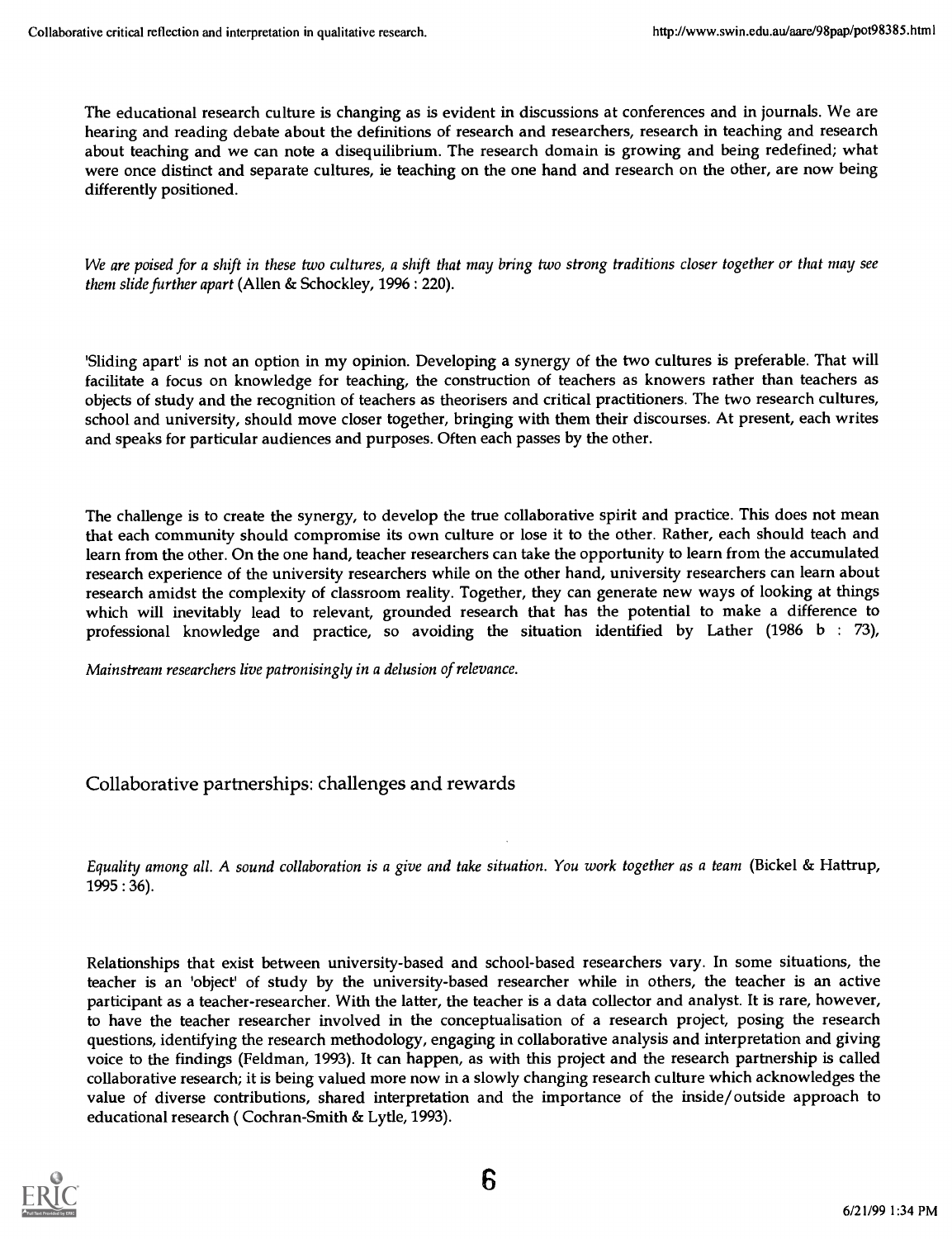The educational research culture is changing as is evident in discussions at conferences and in journals. We are hearing and reading debate about the definitions of research and researchers, research in teaching and research about teaching and we can note a disequilibrium. The research domain is growing and being redefined; what were once distinct and separate cultures, ie teaching on the one hand and research on the other, are now being differently positioned.

*We are poised for a shift in these two cultures, a shift that may bring two strong traditions closer together or that may see them slide further apart* (Allen & Schockley, 1996 : 220).

'Sliding apart' is not an option in my opinion. Developing a synergy of the two cultures is preferable. That will facilitate a focus on knowledge for teaching, the construction of teachers as knowers rather than teachers as objects of study and the recognition of teachers as theorisers and critical practitioners. The two research cultures, school and university, should move closer together, bringing with them their discourses. At present, each writes and speaks for particular audiences and purposes. Often each passes by the other.

The challenge is to create the synergy, to develop the true collaborative spirit and practice. This does not mean that each community should compromise its own culture or lose it to the other. Rather, each should teach and learn from the other. On the one hand, teacher researchers can take the opportunity to learn from the accumulated research experience of the university researchers while on the other hand, university researchers can learn about research amidst the complexity of classroom reality. Together, they can generate new ways of looking at things which will inevitably lead to relevant, grounded research that has the potential to make a difference to professional knowledge and practice, so avoiding the situation identified by Lather (1986 b : 73),

*Mainstream researchers live patronisingly in a delusion of relevance.*

## Collaborative partnerships: challenges and rewards

*Equality among all. A sound collaboration is a give and take situation. You work together as a team* (Bickel & Hattrup, 1995 : 36).

Relationships that exist between university-based and school-based researchers vary. In some situations, the teacher is an 'object' of study by the university-based researcher while in others, the teacher is an active participant as a teacher-researcher. With the latter, the teacher is a data collector and analyst. It is rare, however, to have the teacher researcher involved in the conceptualisation of a research project, posing the research questions, identifying the research methodology, engaging in collaborative analysis and interpretation and giving voice to the findings (Feldman, 1993). It can happen, as with this project and the research partnership is called collaborative research; it is being valued more now in a slowly changing research culture which acknowledges the value of diverse contributions, shared interpretation and the importance of the inside/outside approach to educational research ( Cochran-Smith & Lytle, 1993).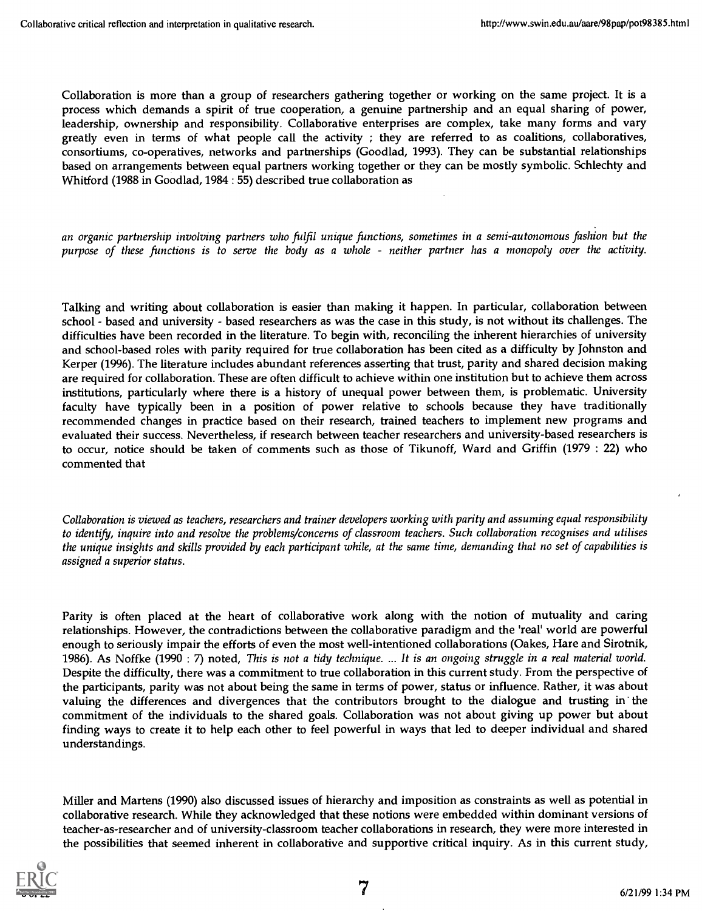Collaboration is more than a group of researchers gathering together or working on the same project. It is a process which demands a spirit of true cooperation, a genuine partnership and an equal sharing of power, leadership, ownership and responsibility. Collaborative enterprises are complex, take many forms and vary greatly even in terms of what people call the activity ; they are referred to as coalitions, collaboratives, consortiums, co-operatives, networks and partnerships (Goodlad, 1993). They can be substantial relationships based on arrangements between equal partners working together or they can be mostly symbolic. Schlechty and Whitford (1988 in Goodlad, 1984 : 55) described true collaboration as

*an organic partnership involving partners who fulfil unique functions, sometimes in a semi-autonomous fashion but the purpose of these functions is to serve the body as a whole - neither partner has a monopoly over the activity.*

Talking and writing about collaboration is easier than making it happen. In particular, collaboration between school - based and university - based researchers as was the case in this study, is not without its challenges. The difficulties have been recorded in the literature. To begin with, reconciling the inherent hierarchies of university and school-based roles with parity required for true collaboration has been cited as a difficulty by Johnston and Kerper (1996). The literature includes abundant references asserting that trust, parity and shared decision making are required for collaboration. These are often difficult to achieve within one institution but to achieve them across institutions, particularly where there is a history of unequal power between them, is problematic. University faculty have typically been in a position of power relative to schools because they have traditionally recommended changes in practice based on their research, trained teachers to implement new programs and evaluated their success. Nevertheless, if research between teacher researchers and university-based researchers is to occur, notice should be taken of comments such as those of Tikunoff, Ward and Griffin (1979 : 22) who commented that

*Collaboration is viewed as teachers, researchers and trainer developers working with parity and assuming equal responsibility to identify, inquire into and resolve the problems/concerns of classroom teachers. Such collaboration recognises and utilises the unique insights and skills provided by each participant while, at the same time, demanding that no set of capabilities is assigned a superior status.*

Parity is often placed at the heart of collaborative work along with the notion of mutuality and caring relationships. However, the contradictions between the collaborative paradigm and the 'real' world are powerful enough to seriously impair the efforts of even the most well-intentioned collaborations (Oakes, Hare and Sirotnik, 1986). As Noffke (1990 : 7) noted, *This is not a tidy technique. ... It is an ongoing struggle in a real material world.* Despite the difficulty, there was a commitment to true collaboration in this current study. From the perspective of the participants, parity was not about being the same in terms of power, status or influence. Rather, it was about valuing the differences and divergences that the contributors brought to the dialogue and trusting in the commitment of the individuals to the shared goals. Collaboration was not about giving up power but about finding ways to create it to help each other to feel powerful in ways that led to deeper individual and shared understandings.

Miller and Martens (1990) also discussed issues of hierarchy and imposition as constraints as well as potential in collaborative research. While they acknowledged that these notions were embedded within dominant versions of teacher-as-researcher and of university-classroom teacher collaborations in research, they were more interested in the possibilities that seemed inherent in collaborative and supportive critical inquiry. As in this current study,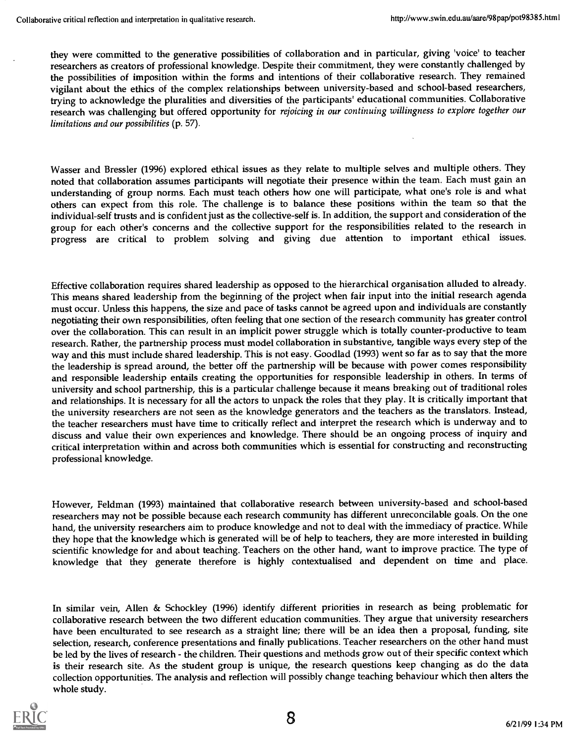they were committed to the generative possibilities of collaboration and in particular, giving 'voice' to teacher researchers as creators of professional knowledge. Despite their commitment, they were constantly challenged by the possibilities of imposition within the forms and intentions of their collaborative research. They remained vigilant about the ethics of the complex relationships between university-based and school-based researchers, trying to acknowledge the pluralities and diversities of the participants' educational communities. Collaborative research was challenging but offered opportunity for *rejoicing in our continuing willingness to explore together our limitations and our possibilities* (p. 57).

Wasser and Bressler (1996) explored ethical issues as they relate to multiple selves and multiple others. They noted that collaboration assumes participants will negotiate their presence within the team. Each must gain an understanding of group norms. Each must teach others how one will participate, what one's role is and what others can expect from this role. The challenge is to balance these positions within the team so that the individual-self trusts and is confident just as the collective-self is. In addition, the support and consideration of the group for each other's concerns and the collective support for the responsibilities related to the research in progress are critical to problem solving and giving due attention to important ethical issues.

Effective collaboration requires shared leadership as opposed to the hierarchical organisation alluded to already. This means shared leadership from the beginning of the project when fair input into the initial research agenda must occur. Unless this happens, the size and pace of tasks cannot be agreed upon and individuals are constantly negotiating their own responsibilities, often feeling that one section of the research community has greater control over the collaboration. This can result in an implicit power struggle which is totally counter-productive to team research. Rather, the partnership process must model collaboration in substantive, tangible ways every step of the way and this must include shared leadership. This is not easy. Goodlad (1993) went so far as to say that the more the leadership is spread around, the better off the partnership will be because with power comes responsibility and responsible leadership entails creating the opportunities for responsible leadership in others. In terms of university and school partnership, this is a particular challenge because it means breaking out of traditional roles and relationships. It is necessary for all the actors to unpack the roles that they play. It is critically important that the university researchers are not seen as the knowledge generators and the teachers as the translators. Instead, the teacher researchers must have time to critically reflect and interpret the research which is underway and to discuss and value their own experiences and knowledge. There should be an ongoing process of inquiry and critical interpretation within and across both communities which is essential for constructing and reconstructing professional knowledge.

However, Feldman (1993) maintained that collaborative research between university-based and school-based researchers may not be possible because each research community has different unreconcilable goals. On the one hand, the university researchers aim to produce knowledge and not to deal with the immediacy of practice. While they hope that the knowledge which is generated will be of help to teachers, they are more interested in building scientific knowledge for and about teaching. Teachers on the other hand, want to improve practice. The type of knowledge that they generate therefore is highly contextualised and dependent on time and place.

In similar vein, Allen & Schockley (1996) identify different priorities in research as being problematic for collaborative research between the two different education communities. They argue that university researchers have been enculturated to see research as a straight line; there will be an idea then a proposal, funding, site selection, research, conference presentations and finally publications. Teacher researchers on the other hand must be led by the lives of research - the children. Their questions and methods grow out of their specific context which is their research site. As the student group is unique, the research questions keep changing as do the data collection opportunities. The analysis and reflection will possibly change teaching behaviour which then alters the whole study.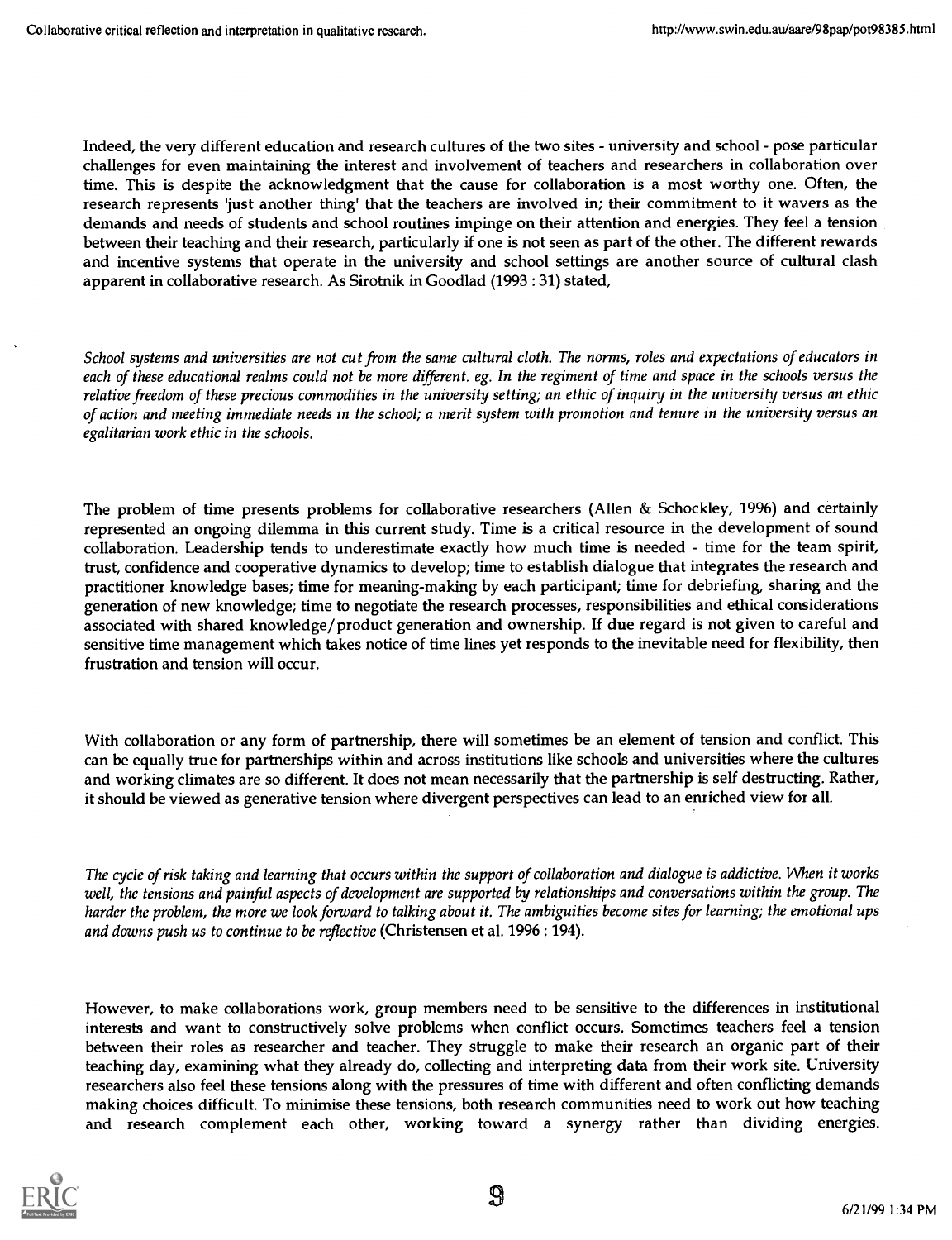Indeed, the very different education and research cultures of the two sites - university and school - pose particular challenges for even maintaining the interest and involvement of teachers and researchers in collaboration over time. This is despite the acknowledgment that the cause for collaboration is a most worthy one. Often, the research represents 'just another thing' that the teachers are involved in; their commitment to it wavers as the demands and needs of students and school routines impinge on their attention and energies. They feel a tension between their teaching and their research, particularly if one is not seen as part of the other. The different rewards and incentive systems that operate in the university and school settings are another source of cultural clash apparent in collaborative research. As Sirotnik in Goodlad (1993 : 31) stated,

*School systems and universities are not cut from the same cultural cloth. The norms, roles and expectations of educators in each of these educational realms could not be more different. eg. In the regiment of time and space in the schools versus the relative freedom of these precious commodities in the university setting; an ethic of inquiry in the university versus an ethic of action and meeting immediate needs in the school; a merit system with promotion and tenure in the university versus an egalitarian work ethic in the schools.*

The problem of time presents problems for collaborative researchers (Allen & Schockley, 1996) and certainly represented an ongoing dilemma in this current study. Time is a critical resource in the development of sound collaboration. Leadership tends to underestimate exactly how much time is needed - time for the team spirit, trust, confidence and cooperative dynamics to develop; time to establish dialogue that integrates the research and practitioner knowledge bases; time for meaning-making by each participant; time for debriefing, sharing and the generation of new knowledge; time to negotiate the research processes, responsibilities and ethical considerations associated with shared knowledge/product generation and ownership. If due regard is not given to careful and sensitive time management which takes notice of time lines yet responds to the inevitable need for flexibility, then frustration and tension will occur.

With collaboration or any form of partnership, there will sometimes be an element of tension and conflict. This can be equally true for partnerships within and across institutions like schools and universities where the cultures and working climates are so different. It does not mean necessarily that the partnership is self destructing. Rather, it should be viewed as generative tension where divergent perspectives can lead to an enriched view for all.

*The cycle of risk taking and learning that occurs within the support of collaboration and dialogue is addictive. When it works well, the tensions and painful aspects of development are supported by relationships and conversations within the group. The harder the problem, the more we look forward to talking about it. The ambiguities become sites for learning; the emotional ups and downs push us to continue to be reflective* (Christensen et al. 1996 : 194).

However, to make collaborations work, group members need to be sensitive to the differences in institutional interests and want to constructively solve problems when conflict occurs. Sometimes teachers feel a tension between their roles as researcher and teacher. They struggle to make their research an organic part of their teaching day, examining what they already do, collecting and interpreting data from their work site. University researchers also feel these tensions along with the pressures of time with different and often conflicting demands making choices difficult. To minimise these tensions, both research communities need to work out how teaching and research complement each other, working toward a synergy rather than dividing energies.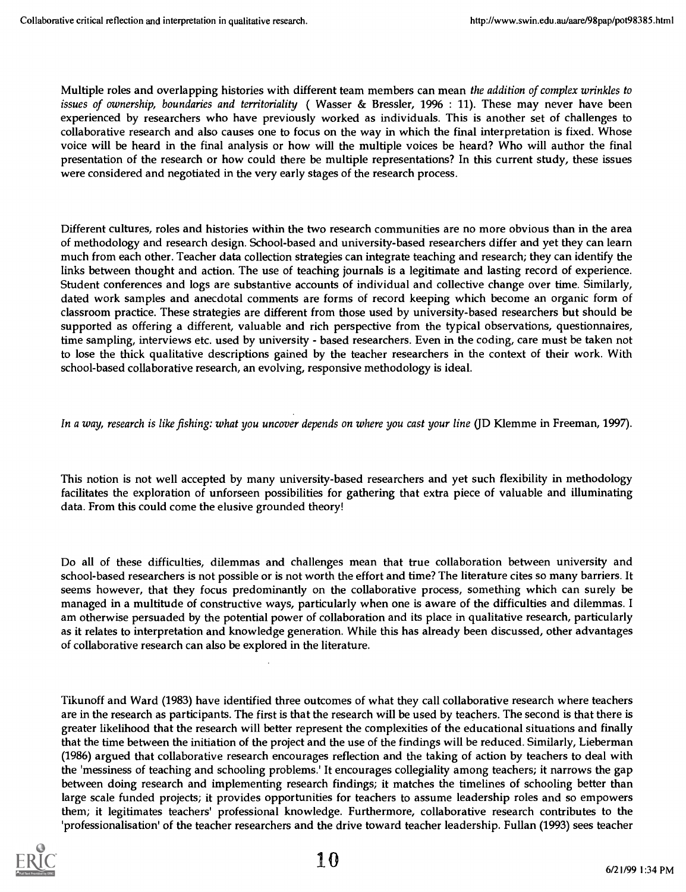Multiple roles and overlapping histories with different team members can mean *the addition of complex wrinkles to issues of ownership, boundaries and territoriality* ( Wasser & Bressler, 1996 : 11). These may never have been experienced by researchers who have previously worked as individuals. This is another set of challenges to collaborative research and also causes one to focus on the way in which the final interpretation is fixed. Whose voice will be heard in the final analysis or how will the multiple voices be heard? Who will author the final presentation of the research or how could there be multiple representations? In this current study, these issues were considered and negotiated in the very early stages of the research process.

Different cultures, roles and histories within the two research communities are no more obvious than in the area of methodology and research design. School-based and university-based researchers differ and yet they can learn much from each other. Teacher data collection strategies can integrate teaching and research; they can identify the links between thought and action. The use of teaching journals is a legitimate and lasting record of experience. Student conferences and logs are substantive accounts of individual and collective change over time. Similarly, dated work samples and anecdotal comments are forms of record keeping which become an organic form of classroom practice. These strategies are different from those used by university-based researchers but should be supported as offering a different, valuable and rich perspective from the typical observations, questionnaires, time sampling, interviews etc. used by university - based researchers. Even in the coding, care must be taken not to lose the thick qualitative descriptions gained by the teacher researchers in the context of their work. With school-based collaborative research, an evolving, responsive methodology is ideal.

*In a way, research is like fishing: what you uncover depends on where you cast your line* (JD Klemme in Freeman, 1997).

This notion is not well accepted by many university-based researchers and yet such flexibility in methodology facilitates the exploration of unforseen possibilities for gathering that extra piece of valuable and illuminating data. From this could come the elusive grounded theory!

Do all of these difficulties, dilemmas and challenges mean that true collaboration between university and school-based researchers is not possible or is not worth the effort and time? The literature cites so many barriers. It seems however, that they focus predominantly on the collaborative process, something which can surely be managed in a multitude of constructive ways, particularly when one is aware of the difficulties and dilemmas. I am otherwise persuaded by the potential power of collaboration and its place in qualitative research, particularly as it relates to interpretation and knowledge generation. While this has already been discussed, other advantages of collaborative research can also be explored in the literature.

Tikunoff and Ward (1983) have identified three outcomes of what they call collaborative research where teachers are in the research as participants. The first is that the research will be used by teachers. The second is that there is greater likelihood that the research will better represent the complexities of the educational situations and finally that the time between the initiation of the project and the use of the findings will be reduced. Similarly, Lieberman (1986) argued that collaborative research encourages reflection and the taking of action by teachers to deal with the 'messiness of teaching and schooling problems.' It encourages collegiality among teachers; it narrows the gap between doing research and implementing research findings; it matches the timelines of schooling better than large scale funded projects; it provides opportunities for teachers to assume leadership roles and so empowers them; it legitimates teachers' professional knowledge. Furthermore, collaborative research contributes to the 'professionalisation' of the teacher researchers and the drive toward teacher leadership. Fullan (1993) sees teacher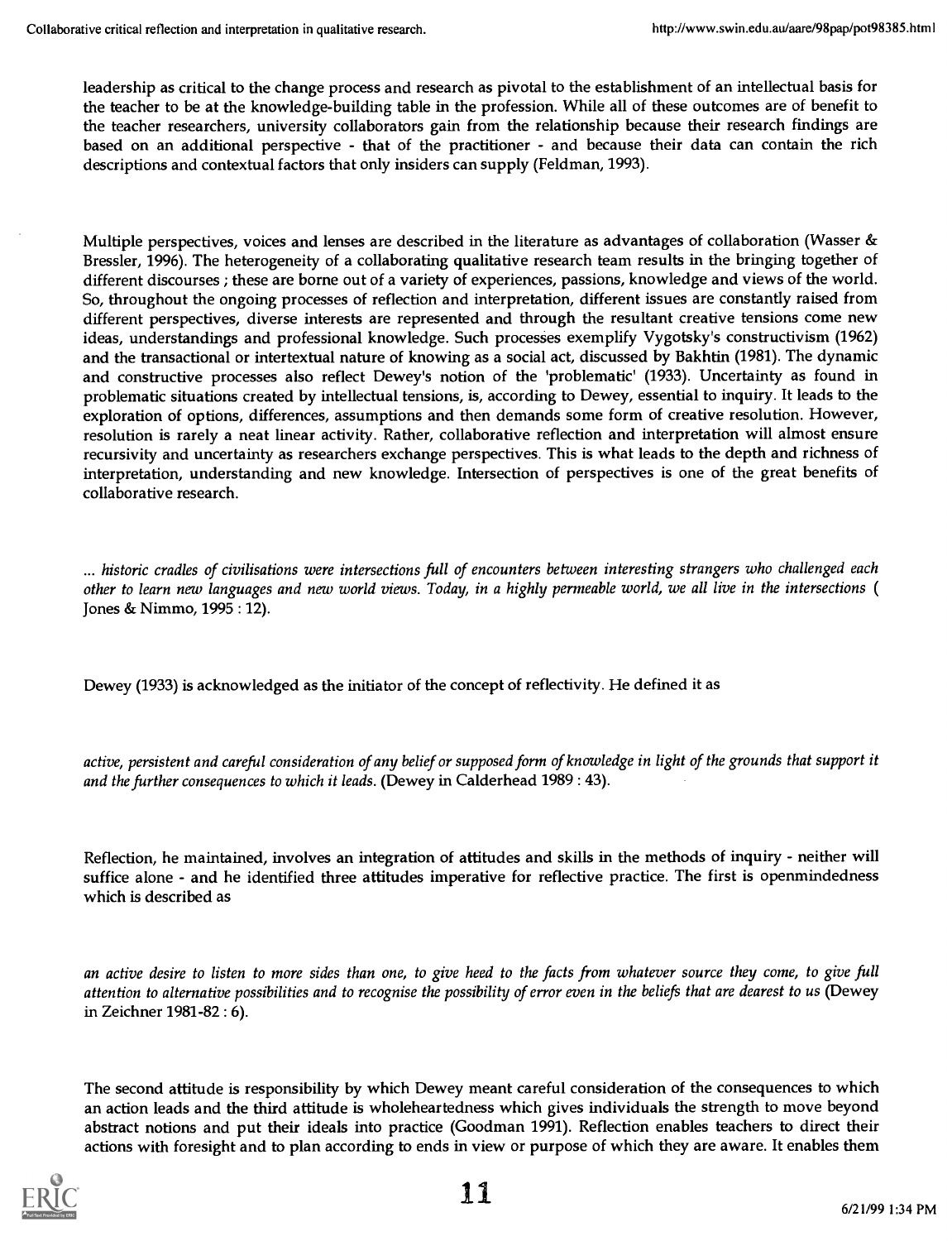leadership as critical to the change process and research as pivotal to the establishment of an intellectual basis for the teacher to be at the knowledge-building table in the profession. While all of these outcomes are of benefit to the teacher researchers, university collaborators gain from the relationship because their research findings are based on an additional perspective - that of the practitioner - and because their data can contain the rich descriptions and contextual factors that only insiders can supply (Feldman, 1993).

Multiple perspectives, voices and lenses are described in the literature as advantages of collaboration (Wasser & Bressler, 1996). The heterogeneity of a collaborating qualitative research team results in the bringing together of different discourses ; these are borne out of a variety of experiences, passions, knowledge and views of the world. So, throughout the ongoing processes of reflection and interpretation, different issues are constantly raised from different perspectives, diverse interests are represented and through the resultant creative tensions come new ideas, understandings and professional knowledge. Such processes exemplify Vygotsky's constructivism (1962) and the transactional or intertextual nature of knowing as a social act, discussed by Bakhtin (1981). The dynamic and constructive processes also reflect Dewey's notion of the 'problematic' (1933). Uncertainty as found in problematic situations created by intellectual tensions, is, according to Dewey, essential to inquiry. It leads to the exploration of options, differences, assumptions and then demands some form of creative resolution. However, resolution is rarely a neat linear activity. Rather, collaborative reflection and interpretation will almost ensure recursivity and uncertainty as researchers exchange perspectives. This is what leads to the depth and richness of interpretation, understanding and new knowledge. Intersection of perspectives is one of the great benefits of collaborative research.

*... historic cradles of civilisations were intersections full of encounters between interesting strangers who challenged each other to learn new languages and new world views. Today, in a highly permeable world, we all live in the intersections* ( Jones & Nimmo, 1995 : 12).

Dewey (1933) is acknowledged as the initiator of the concept of reflectivity. He defined it as

*active, persistent and careful consideration of any belief or supposed form of knowledge in light of the grounds that support it and the further consequences to which it leads.* (Dewey in Calderhead 1989 : 43).

Reflection, he maintained, involves an integration of attitudes and skills in the methods of inquiry - neither will suffice alone - and he identified three attitudes imperative for reflective practice. The first is openmindedness which is described as

*an active desire to listen to more sides than one, to give heed to the facts from whatever source they come, to give full attention to alternative possibilities and to recognise the possibility of error even in the beliefs that are dearest to us* (Dewey in Zeichner 1981-82 : 6).

The second attitude is responsibility by which Dewey meant careful consideration of the consequences to which an action leads and the third attitude is wholeheartedness which gives individuals the strength to move beyond abstract notions and put their ideals into practice (Goodman 1991). Reflection enables teachers to direct their actions with foresight and to plan according to ends in view or purpose of which they are aware. It enables them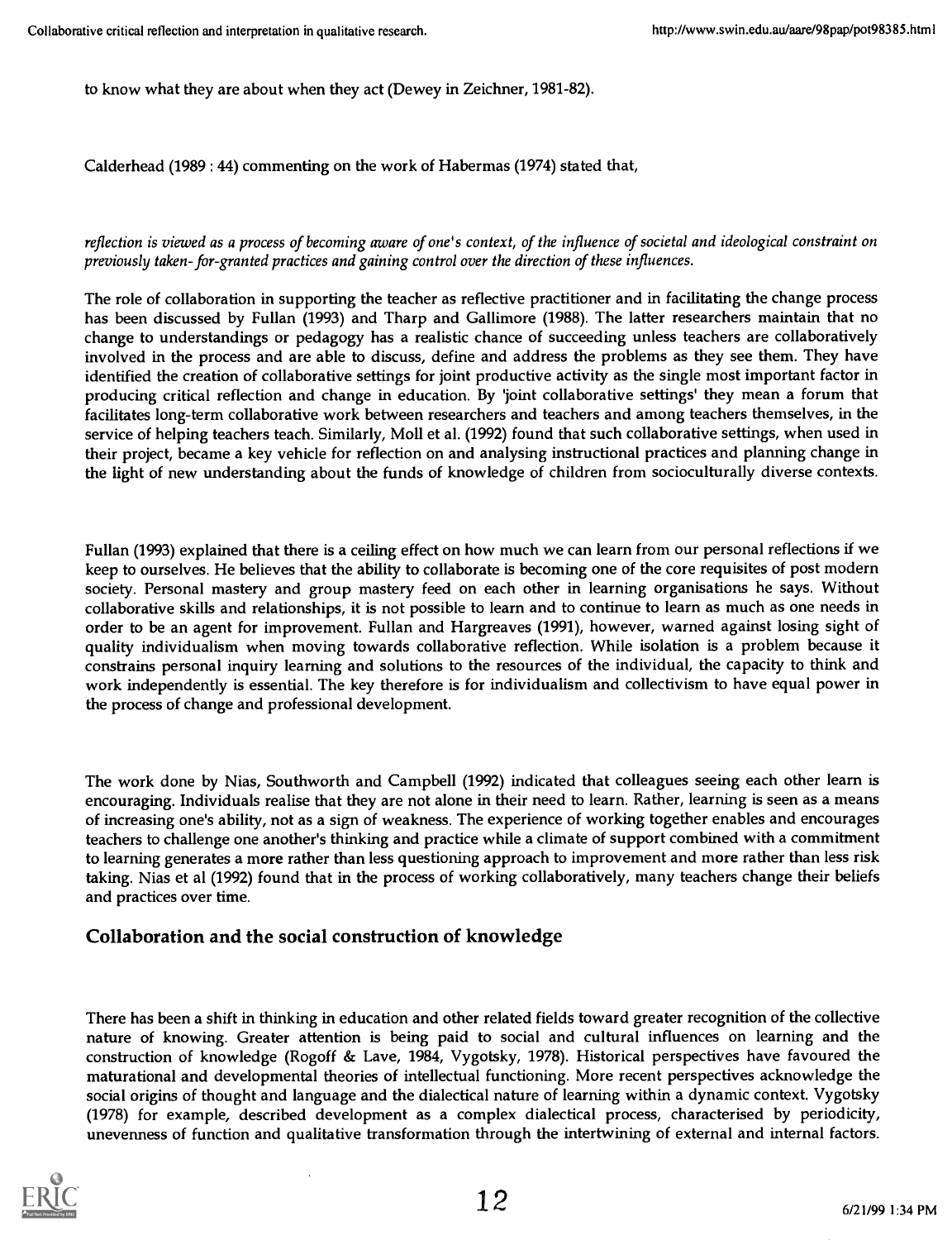to know what they are about when they act (Dewey in Zeichner, 1981-82).

Calderhead (1989 : 44) commenting on the work of Habermas (1974) stated that,

*reflection is viewed as a process of becoming aware of one's context, of the influence of societal and ideological constraint on previously taken-for-granted practices and gaining control over the direction of these influences.*

The role of collaboration in supporting the teacher as reflective practitioner and in facilitating the change process has been discussed by Fullan (1993) and Tharp and Gallimore (1988). The latter researchers maintain that no change to understandings or pedagogy has a realistic chance of succeeding unless teachers are collaboratively involved in the process and are able to discuss, define and address the problems as they see them. They have identified the creation of collaborative settings for joint productive activity as the single most important factor in producing critical reflection and change in education. By 'joint collaborative settings' they mean a forum that facilitates long-term collaborative work between researchers and teachers and among teachers themselves, in the service of helping teachers teach. Similarly, Moll et al. (1992) found that such collaborative settings, when used in their project, became a key vehicle for reflection on and analysing instructional practices and planning change in the light of new understanding about the funds of knowledge of children from socioculturally diverse contexts.

Fullan (1993) explained that there is a ceiling effect on how much we can learn from our personal reflections if we keep to ourselves. He believes that the ability to collaborate is becoming one of the core requisites of post modern society. Personal mastery and group mastery feed on each other in learning organisations he says. Without collaborative skills and relationships, it is not possible to learn and to continue to learn as much as one needs in order to be an agent for improvement. Fullan and Hargreaves (1991), however, warned against losing sight of quality individualism when moving towards collaborative reflection. While isolation is a problem because it constrains personal inquiry learning and solutions to the resources of the individual, the capacity to think and work independently is essential. The key therefore is for individualism and collectivism to have equal power in the process of change and professional development.

The work done by Nias, Southworth and Campbell (1992) indicated that colleagues seeing each other learn is encouraging. Individuals realise that they are not alone in their need to learn. Rather, learning is seen as a means of increasing one's ability, not as a sign of weakness. The experience of working together enables and encourages teachers to challenge one another's thinking and practice while a climate of support combined with a commitment to learning generates a more rather than less questioning approach to improvement and more rather than less risk taking. Nias et al (1992) found that in the process of working collaboratively, many teachers change their beliefs and practices over time.

## Collaboration and the social construction of knowledge

There has been a shift in thinking in education and other related fields toward greater recognition of the collective nature of knowing. Greater attention is being paid to social and cultural influences on learning and the construction of knowledge (Rogoff & Lave, 1984, Vygotsky, 1978). Historical perspectives have favoured the maturational and developmental theories of intellectual functioning. More recent perspectives acknowledge the social origins of thought and language and the dialectical nature of learning within a dynamic context. Vygotsky (1978) for example, described development as a complex dialectical process, characterised by periodicity, unevenness of function and qualitative transformation through the intertwining of external and internal factors.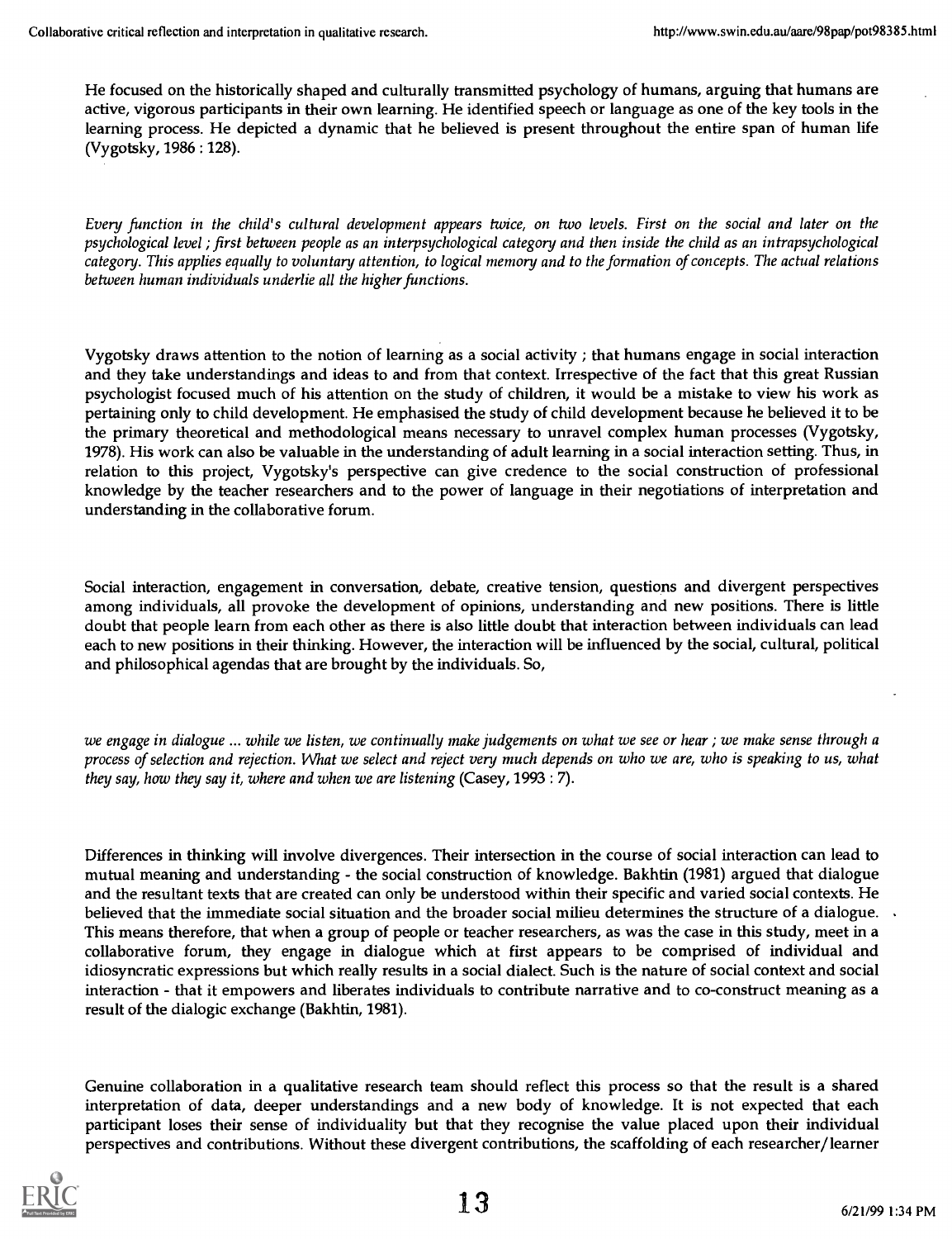He focused on the historically shaped and culturally transmitted psychology of humans, arguing that humans are active, vigorous participants in their own learning. He identified speech or language as one of the key tools in the learning process. He depicted a dynamic that he believed is present throughout the entire span of human life (Vygotsky, 1986 : 128).

*Every function in the child's cultural development appears twice, on two levels. First on the social and later on the psychological level ; first between people as an interpsychological category and then inside the child as an intrapsychological category. This applies equally to voluntary attention, to logical memory and to the formation of concepts. The actual relations between human individuals underlie all the higher functions.*

Vygotsky draws attention to the notion of learning as a social activity ; that humans engage in social interaction and they take understandings and ideas to and from that context. Irrespective of the fact that this great Russian psychologist focused much of his attention on the study of children, it would be a mistake to view his work as pertaining only to child development. He emphasised the study of child development because he believed it to be the primary theoretical and methodological means necessary to unravel complex human processes (Vygotsky, 1978). His work can also be valuable in the understanding of adult learning in a social interaction setting. Thus, in relation to this project, Vygotsky's perspective can give credence to the social construction of professional knowledge by the teacher researchers and to the power of language in their negotiations of interpretation and understanding in the collaborative forum.

Social interaction, engagement in conversation, debate, creative tension, questions and divergent perspectives among individuals, all provoke the development of opinions, understanding and new positions. There is little doubt that people learn from each other as there is also little doubt that interaction between individuals can lead each to new positions in their thinking. However, the interaction will be influenced by the social, cultural, political and philosophical agendas that are brought by the individuals. So,

*we engage in dialogue ... while we listen, we continually make judgements on what we see or hear ; we make sense through a process of selection and rejection. What we select and reject very much depends on who we are, who is speaking to us, what they say, how they say it, where and when we are listening* (Casey, 1993 : 7).

Differences in thinking will involve divergences. Their intersection in the course of social interaction can lead to mutual meaning and understanding - the social construction of knowledge. Bakhtin (1981) argued that dialogue and the resultant texts that are created can only be understood within their specific and varied social contexts. He believed that the immediate social situation and the broader social milieu determines the structure of a dialogue. This means therefore, that when a group of people or teacher researchers, as was the case in this study, meet in a collaborative forum, they engage in dialogue which at first appears to be comprised of individual and idiosyncratic expressions but which really results in a social dialect. Such is the nature of social context and social interaction - that it empowers and liberates individuals to contribute narrative and to co-construct meaning as a result of the dialogic exchange (Bakhtin, 1981).

Genuine collaboration in a qualitative research team should reflect this process so that the result is a shared interpretation of data, deeper understandings and a new body of knowledge. It is not expected that each participant loses their sense of individuality but that they recognise the value placed upon their individual perspectives and contributions. Without these divergent contributions, the scaffolding of each researcher/learner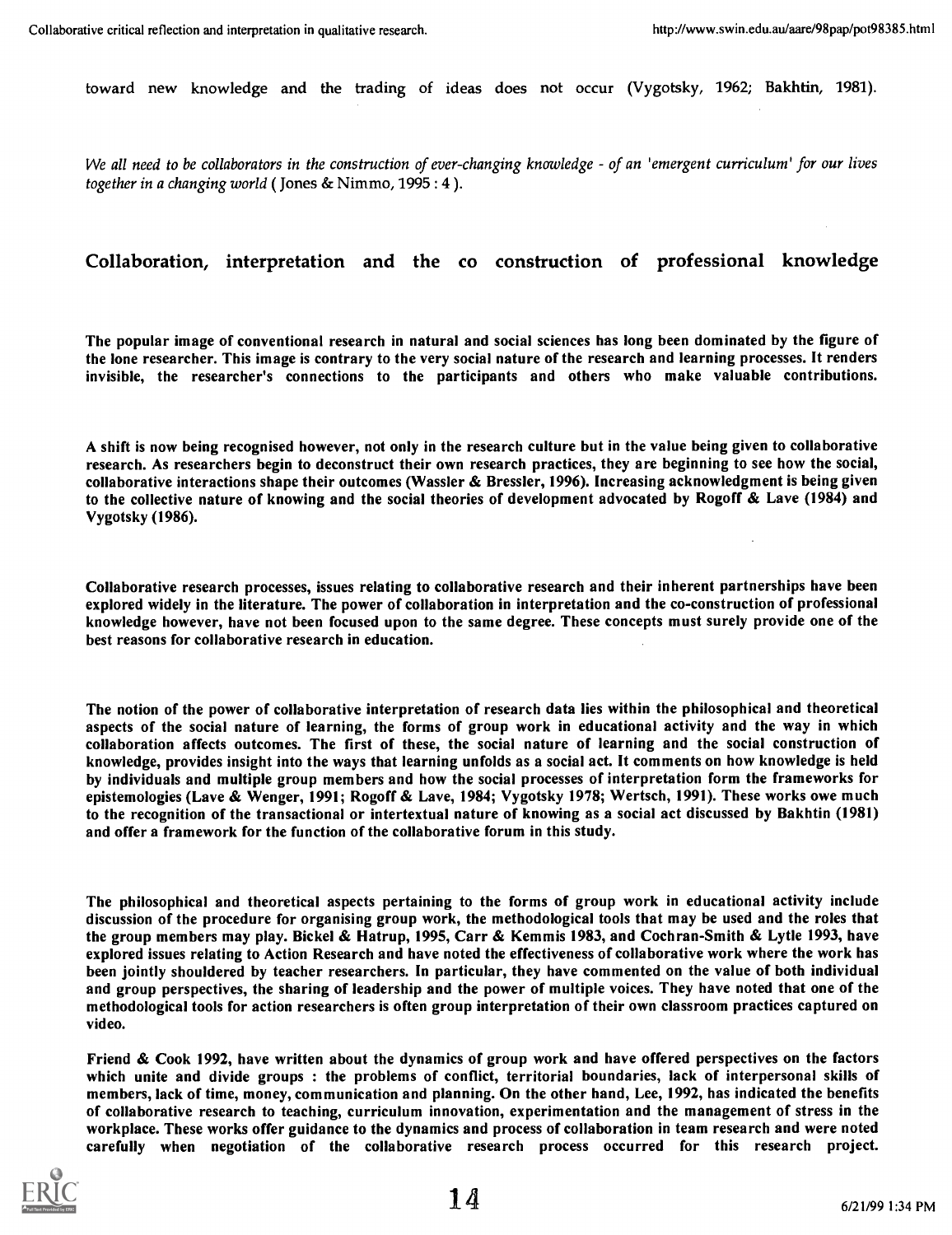toward new knowledge and the trading of ideas does not occur (Vygotsky, 1962; Bakhtin, 1981).

*We all need to be collaborators in the construction of ever-changing knowledge - of an 'emergent curriculum' for our lives together in a changing world* ( Jones & Nimmo, 1995 : 4 ).

## Collaboration, interpretation and the co construction of professional knowledge

**The popular image of conventional research in natural and social sciences has long been dominated by the figure of the lone researcher. This image is contrary to the very social nature of the research and learning processes. It renders invisible, the researcher's connections to the participants and others who make valuable contributions.**

**A shift is now being recognised however, not only in the research culture but in the value being given to collaborative research. As researchers begin to deconstruct their own research practices, they are beginning to see how the social, collaborative interactions shape their outcomes (Wassler & Bressler, 1996). Increasing acknowledgment is being given to the collective nature of knowing and the social theories of development advocated by Rogoff & Lave (1984) and Vygotsky (1986).**

**Collaborative research processes, issues relating to collaborative research and their inherent partnerships have been explored widely in the literature. The power of collaboration in interpretation and the co-construction of professional knowledge however, have not been focused upon to the same degree. These concepts must surely provide one of the best reasons for collaborative research in education.**

**The notion of the power of collaborative interpretation of research data lies within the philosophical and theoretical aspects of the social nature of learning, the forms of group work in educational activity and the way in which collaboration affects outcomes. The first of these, the social nature of learning and the social construction of knowledge, provides insight into the ways that learning unfolds as a social act. It comments on how knowledge is held by individuals and multiple group members and how the social processes of interpretation form the frameworks for epistemologies (Lave & Wenger, 1991; Rogoff & Lave, 1984; Vygotsky 1978; Wertsch, 1991). These works owe much to the recognition of the transactional or intertextual nature of knowing as a social act discussed by Bakhtin (1981) and offer a framework for the function of the collaborative forum in this study.**

**The philosophical and theoretical aspects pertaining to the forms of group work in educational activity include discussion of the procedure for organising group work, the methodological tools that may be used and the roles that the group members may play. Bickel & Hatrup, 1995, Carr & Kemmis 1983, and Cochran-Smith & Lytle 1993, have explored issues relating to Action Research and have noted the effectiveness of collaborative work where the work has been jointly shouldered by teacher researchers. In particular, they have commented on the value of both individual and group perspectives, the sharing of leadership and the power of multiple voices. They have noted that one of the methodological tools for action researchers is often group interpretation of their own classroom practices captured on video.**

**Friend & Cook 1992, have written about the dynamics of group work and have offered perspectives on the factors which unite and divide groups : the problems of conflict, territorial boundaries, lack of interpersonal skills of members, lack of time, money, communication and planning. On the other hand, Lee, 1992, has indicated the benefits of collaborative research to teaching, curriculum innovation, experimentation and the management of stress in the workplace. These works offer guidance to the dynamics and process of collaboration in team research and were noted carefully when negotiation of the collaborative research process occurred for this research project.**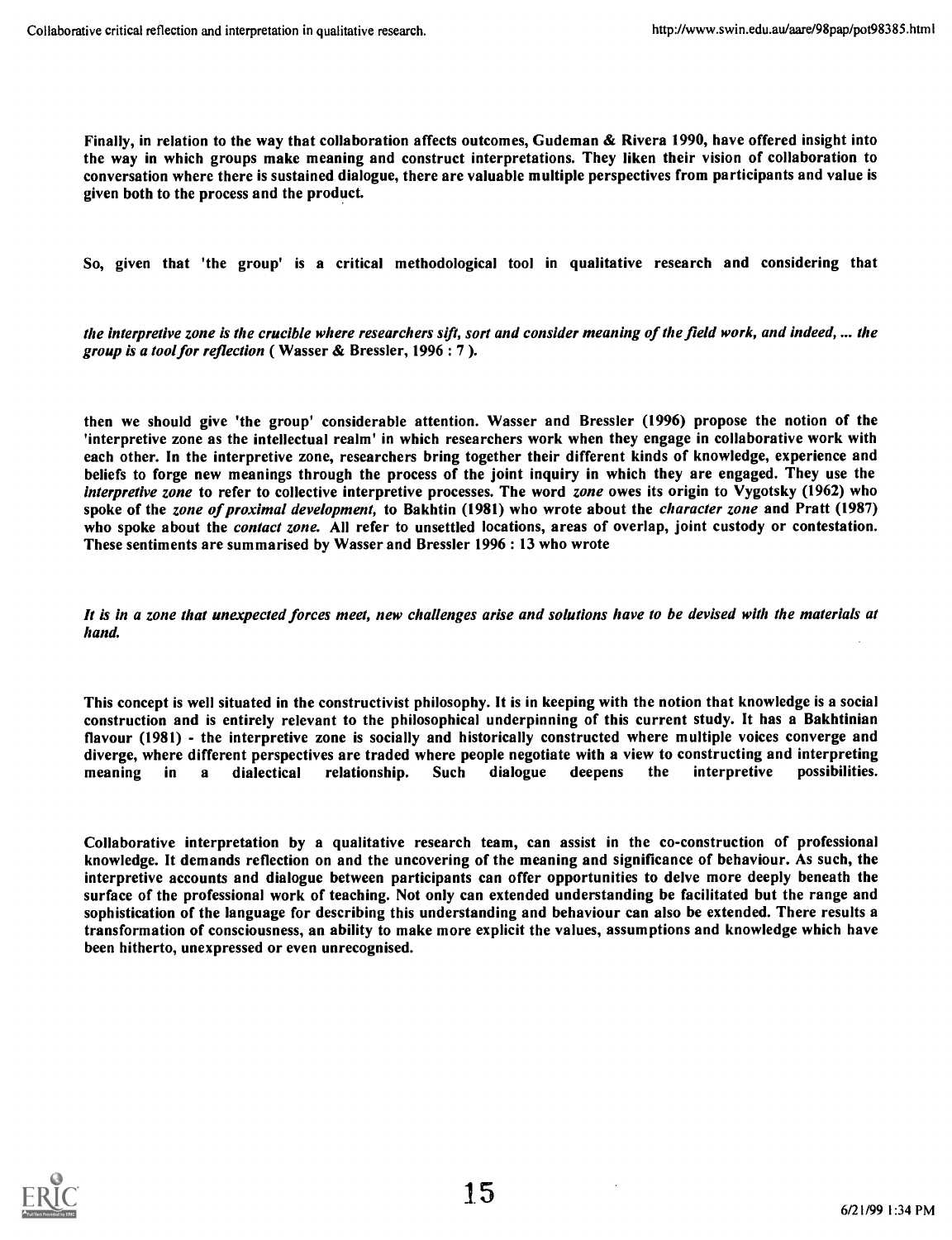Finally, in relation to the way that collaboration affects outcomes, Gudeman & Rivera 1990, have offered insight into the way in which groups make meaning and construct interpretations. They liken their vision of collaboration to conversation where there is sustained dialogue, there are valuable multiple perspectives from participants and value is given both to the process and the product.

So, given that 'the group' is a critical methodological tool in qualitative research and considering that

*the interpretive zone is the crucible where researchers sift, sort and consider meaning of the field work, and indeed, ... the group is a tool for reflection* ( Wasser & Bressler, 1996 : 7 ).

then we should give 'the group' considerable attention. Wasser and Bressler (1996) propose the notion of the 'interpretive zone as the intellectual realm' in which researchers work when they engage in collaborative work with each other. In the interpretive zone, researchers bring together their different kinds of knowledge, experience and beliefs to forge new meanings through the process of the joint inquiry in which they are engaged. They use the *interpretive zone* to refer to collective interpretive processes. The word *zone* owes its origin to Vygotsky (1962) who spoke of the *zone of proximal development,* to Bakhtin (1981) who wrote about the *character zone* and Pratt (1987) who spoke about the *contact zone.* All refer to unsettled locations, areas of overlap, joint custody or contestation. These sentiments are summarised by Wasser and Bressler 1996 : 13 who wrote

***It is in a zone that unexpected forces meet, new challenges arise and solutions have to be devised with the materials at hand.***

This concept is well situated in the constructivist philosophy. It is in keeping with the notion that knowledge is a social construction and is entirely relevant to the philosophical underpinning of this current study. It has a Bakhtinian flavour (1981) - the interpretive zone is socially and historically constructed where multiple voices converge and diverge, where different perspectives are traded where people negotiate with a view to constructing and interpreting meaning in a dialectical relationship. Such dialogue deepens the interpretive possibilities.

Collaborative interpretation by a qualitative research team, can assist in the co-construction of professional knowledge. It demands reflection on and the uncovering of the meaning and significance of behaviour. As such, the interpretive accounts and dialogue between participants can offer opportunities to delve more deeply beneath the surface of the professional work of teaching. Not only can extended understanding be facilitated but the range and sophistication of the language for describing this understanding and behaviour can also be extended. There results a transformation of consciousness, an ability to make more explicit the values, assumptions and knowledge which have been hitherto, unexpressed or even unrecognised.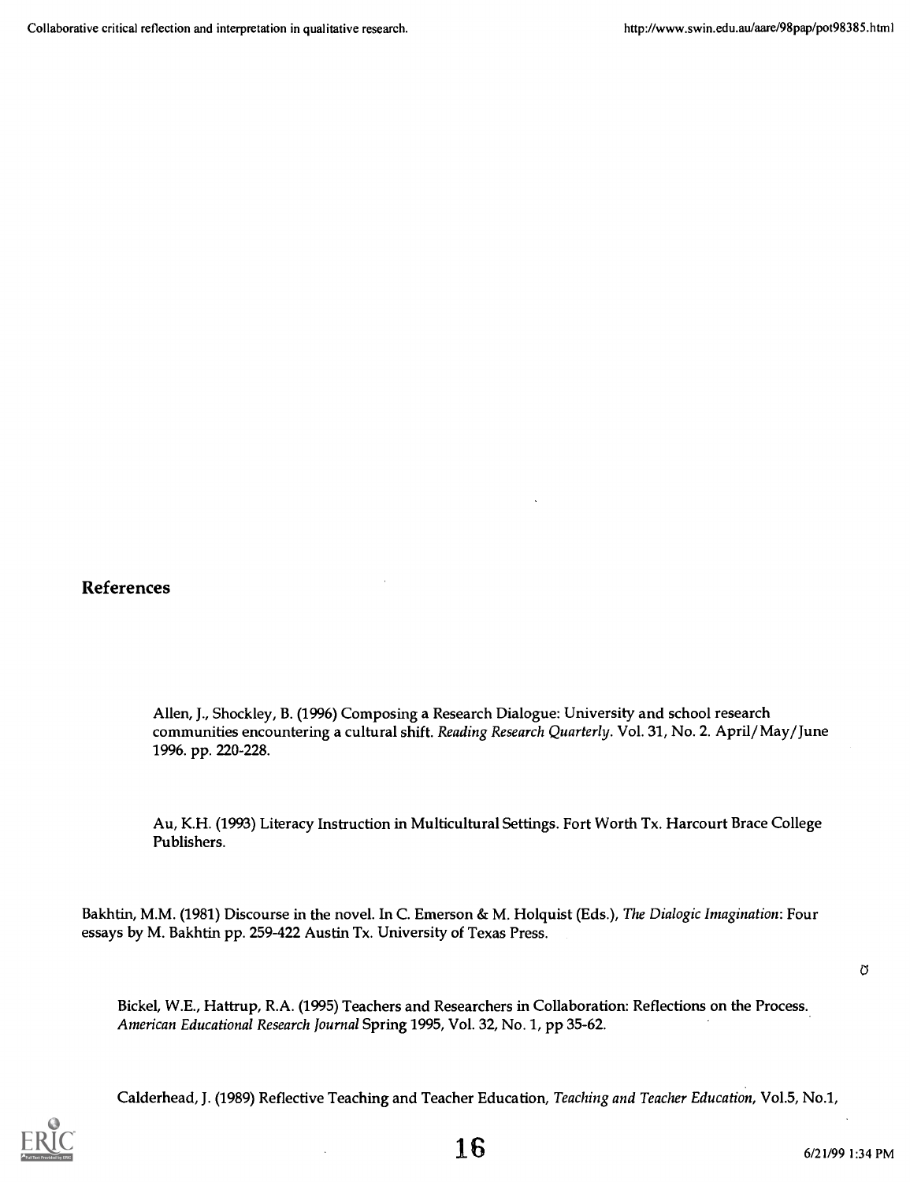## References

Allen, J., Shockley, B. (1996) Composing a Research Dialogue: University and school research communities encountering a cultural shift. *Reading Research Quarterly*. Vol. 31, No. 2. April/May/June 1996. pp. 220-228.

Au, K.H. (1993) Literacy Instruction in Multicultural Settings. Fort Worth Tx. Harcourt Brace College Publishers.

Bakhtin, M.M. (1981) Discourse in the novel. In C. Emerson & M. Holquist (Eds.), *The Dialogic Imagination*: Four essays by M. Bakhtin pp. 259-422 Austin Tx. University of Texas Press.

Bickel, W.E., Hattrup, R.A. (1995) Teachers and Researchers in Collaboration: Reflections on the Process. *American Educational Research Journal* Spring 1995, Vol. 32, No. 1, pp 35-62.

Calderhead, J. (1989) Reflective Teaching and Teacher Education, *Teaching and Teacher Education*, Vol.5, No.1,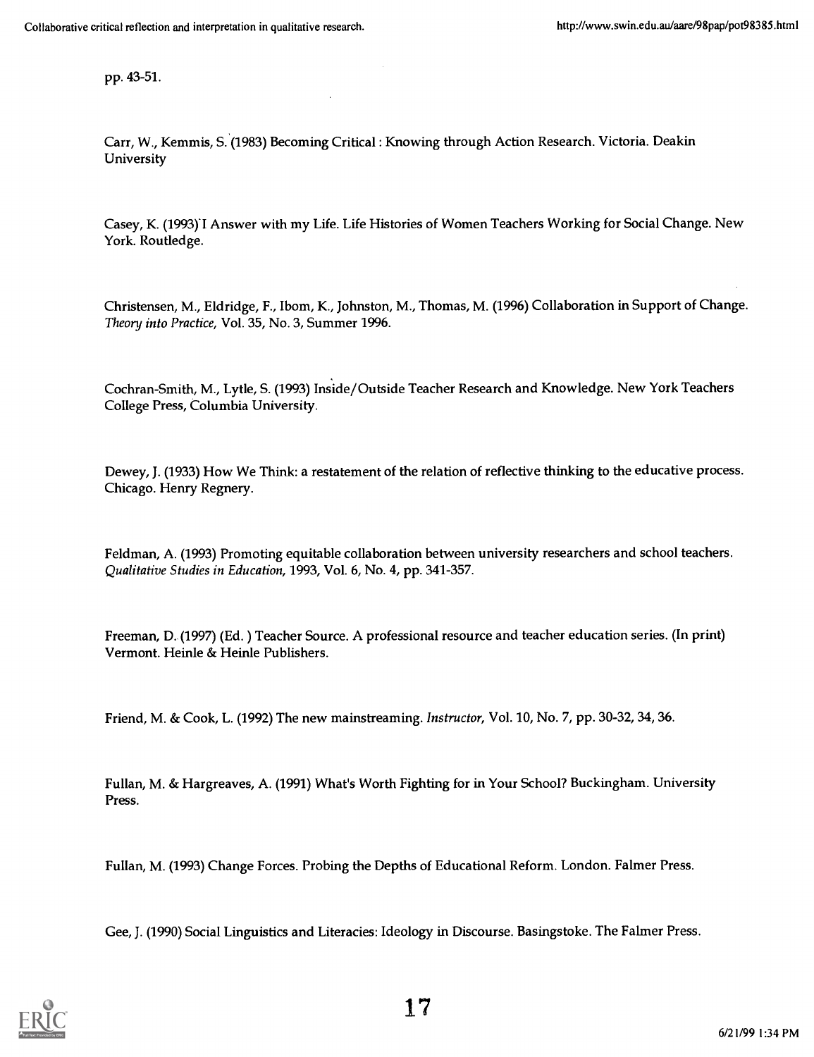pp. 43-51.

Carr, W., Kemmis, S. (1983) Becoming Critical : Knowing through Action Research. Victoria. Deakin University

Casey, K. (1993) I Answer with my Life. Life Histories of Women Teachers Working for Social Change. New York. Routledge.

Christensen, M., Eldridge, F., Ibom, K., Johnston, M., Thomas, M. (1996) Collaboration in Support of Change. *Theory into Practice*, Vol. 35, No. 3, Summer 1996.

Cochran-Smith, M., Lytle, S. (1993) Inside/Outside Teacher Research and Knowledge. New York Teachers College Press, Columbia University.

Dewey, J. (1933) How We Think: a restatement of the relation of reflective thinking to the educative process. Chicago. Henry Regnery.

Feldman, A. (1993) Promoting equitable collaboration between university researchers and school teachers. *Qualitative Studies in Education*, 1993, Vol. 6, No. 4, pp. 341-357.

Freeman, D. (1997) (Ed. ) Teacher Source. A professional resource and teacher education series. (In print) Vermont. Heinle & Heinle Publishers.

Friend, M. & Cook, L. (1992) The new mainstreaming. *Instructor*, Vol. 10, No. 7, pp. 30-32, 34, 36.

Fullan, M. & Hargreaves, A. (1991) What's Worth Fighting for in Your School? Buckingham. University Press.

Fullan, M. (1993) Change Forces. Probing the Depths of Educational Reform. London. Falmer Press.

Gee, J. (1990) Social Linguistics and Literacies: Ideology in Discourse. Basingstoke. The Falmer Press.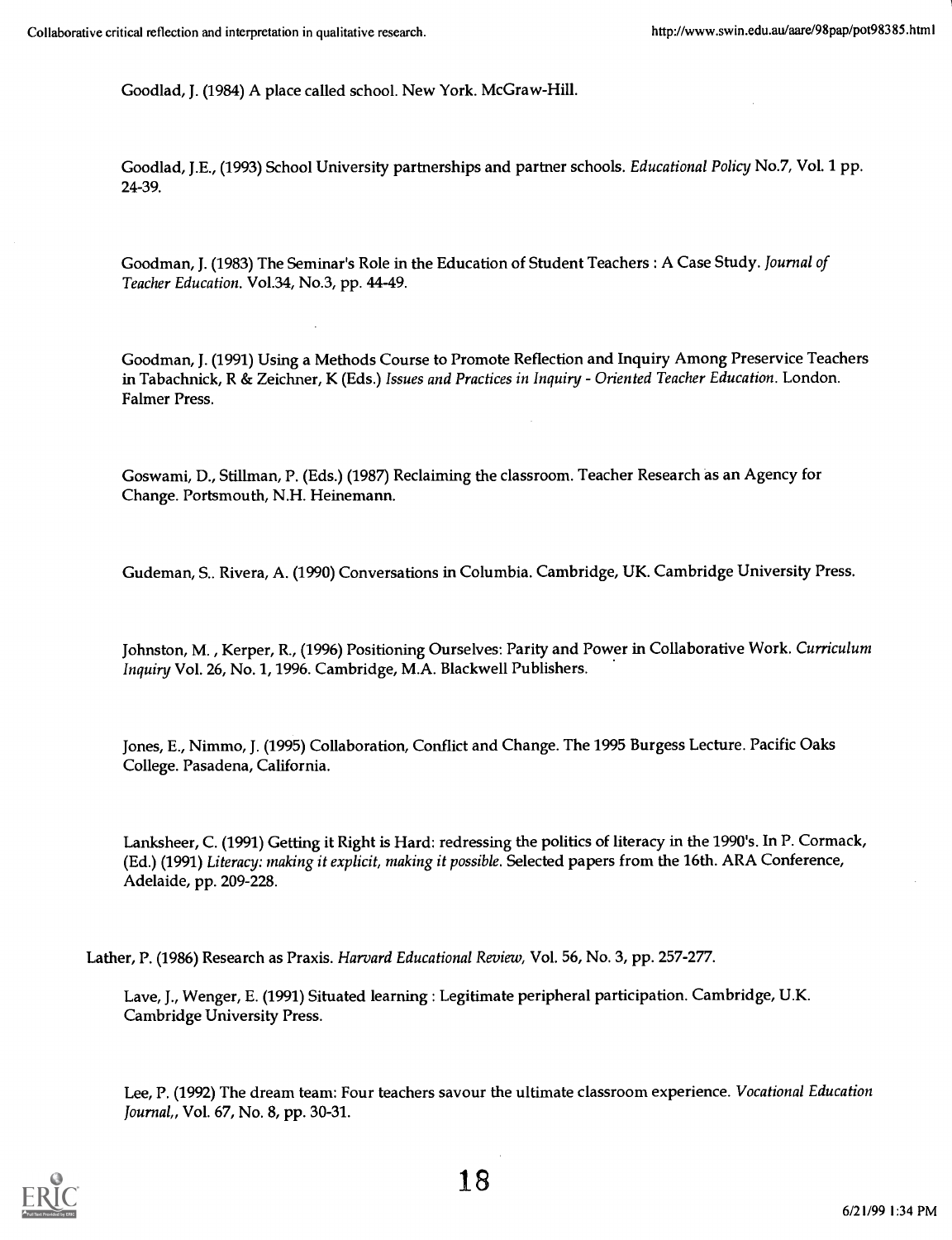Goodlad, J. (1984) A place called school. New York. McGraw-Hill.

Goodlad, J.E., (1993) School University partnerships and partner schools. *Educational Policy* No.7, Vol. 1 pp. 24-39.

Goodman, J. (1983) The Seminar's Role in the Education of Student Teachers : A Case Study. *Journal of Teacher Education.* Vol.34, No.3, pp. 44-49.

Goodman, J. (1991) Using a Methods Course to Promote Reflection and Inquiry Among Preservice Teachers in Tabachnick, R & Zeichner, K (Eds.) *Issues and Practices in Inquiry - Oriented Teacher Education.* London. Falmer Press.

Goswami, D., Stillman, P. (Eds.) (1987) Reclaiming the classroom. Teacher Research as an Agency for Change. Portsmouth, N.H. Heinemann.

Gudeman, S.. Rivera, A. (1990) Conversations in Columbia. Cambridge, UK. Cambridge University Press.

Johnston, M. , Kerper, R., (1996) Positioning Ourselves: Parity and Power in Collaborative Work. *Curriculum Inquiry* Vol. 26, No. 1, 1996. Cambridge, M.A. Blackwell Publishers.

Jones, E., Nimmo, J. (1995) Collaboration, Conflict and Change. The 1995 Burgess Lecture. Pacific Oaks College. Pasadena, California.

Lanksheer, C. (1991) Getting it Right is Hard: redressing the politics of literacy in the 1990's. In P. Cormack, (Ed.) (1991) *Literacy: making it explicit, making it possible.* Selected papers from the 16th. ARA Conference, Adelaide, pp. 209-228.

Lather, P. (1986) Research as Praxis. *Harvard Educational Review,* Vol. 56, No. 3, pp. 257-277.

Lave, J., Wenger, E. (1991) Situated learning : Legitimate peripheral participation. Cambridge, U.K. Cambridge University Press.

Lee, P. (1992) The dream team: Four teachers savour the ultimate classroom experience. *Vocational Education Journal,*, Vol. 67, No. 8, pp. 30-31.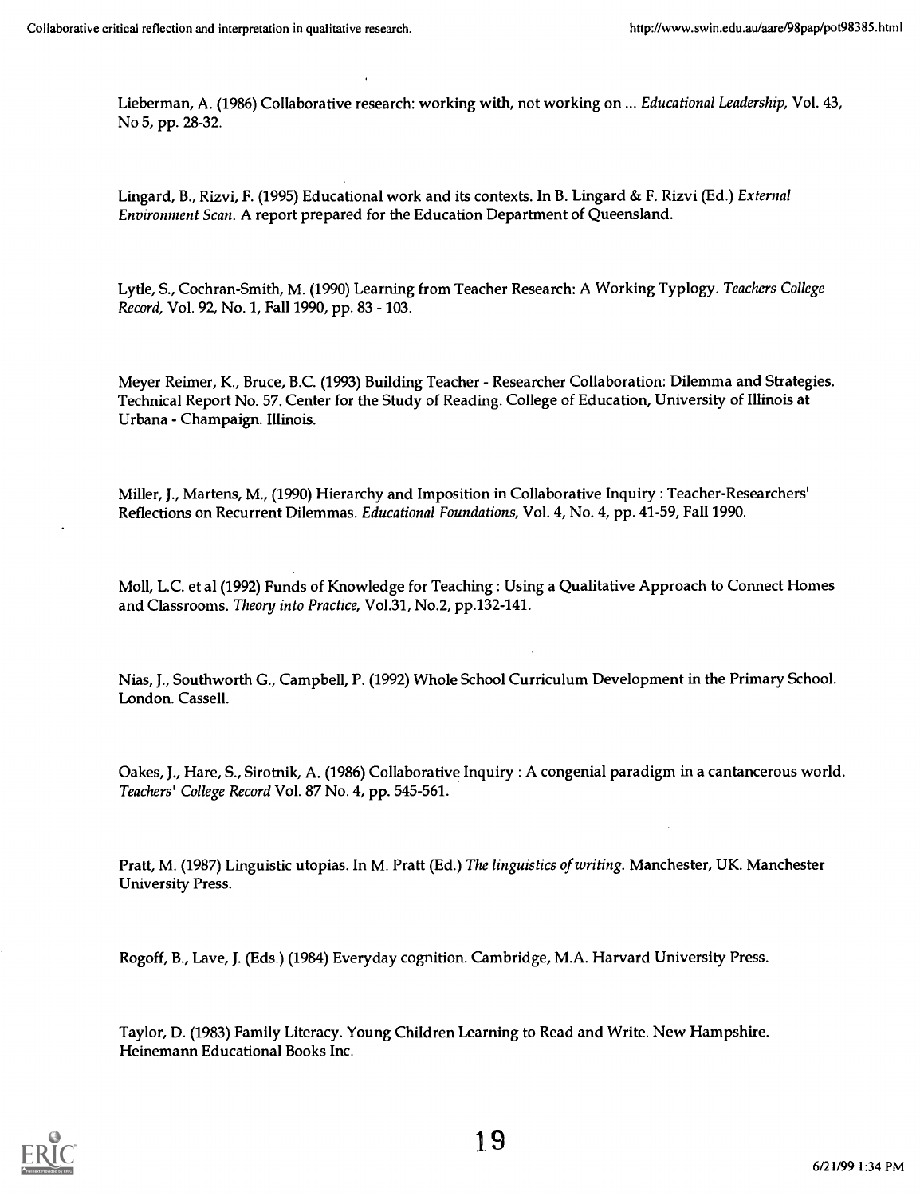Lieberman, A. (1986) Collaborative research: working with, not working on ... *Educational Leadership*, Vol. 43, No 5, pp. 28-32.

Lingard, B., Rizvi, F. (1995) Educational work and its contexts. In B. Lingard & F. Rizvi (Ed.) *External Environment Scan*. A report prepared for the Education Department of Queensland.

Lytle, S., Cochran-Smith, M. (1990) Learning from Teacher Research: A Working Typlogy. *Teachers College Record*, Vol. 92, No. 1, Fall 1990, pp. 83 - 103.

Meyer Reimer, K., Bruce, B.C. (1993) Building Teacher - Researcher Collaboration: Dilemma and Strategies. Technical Report No. 57. Center for the Study of Reading. College of Education, University of Illinois at Urbana - Champaign. Illinois.

Miller, J., Martens, M., (1990) Hierarchy and Imposition in Collaborative Inquiry : Teacher-Researchers' Reflections on Recurrent Dilemmas. *Educational Foundations*, Vol. 4, No. 4, pp. 41-59, Fall 1990.

Moll, L.C. et al (1992) Funds of Knowledge for Teaching : Using a Qualitative Approach to Connect Homes and Classrooms. *Theory into Practice*, Vol.31, No.2, pp.132-141.

Nias, J., Southworth G., Campbell, P. (1992) Whole School Curriculum Development in the Primary School. London. Cassell.

Oakes, J., Hare, S., Sirotnik, A. (1986) Collaborative Inquiry : A congenial paradigm in a cantancerous world. *Teachers' College Record* Vol. 87 No. 4, pp. 545-561.

Pratt, M. (1987) Linguistic utopias. In M. Pratt (Ed.) *The linguistics of writing*. Manchester, UK. Manchester University Press.

Rogoff, B., Lave, J. (Eds.) (1984) Everyday cognition. Cambridge, M.A. Harvard University Press.

Taylor, D. (1983) Family Literacy. Young Children Learning to Read and Write. New Hampshire. Heinemann Educational Books Inc.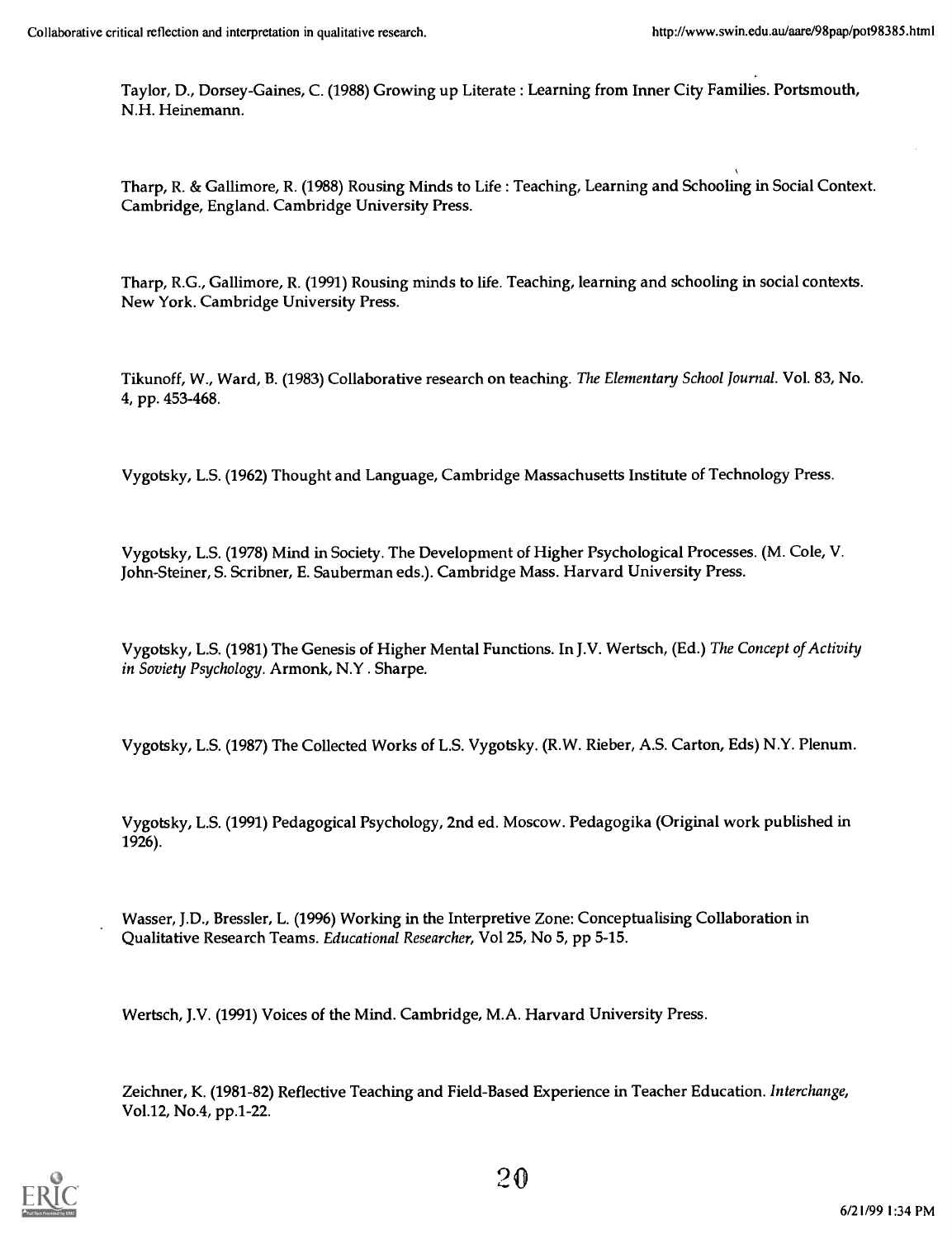Taylor, D., Dorsey-Gaines, C. (1988) Growing up Literate : Learning from Inner City Families. Portsmouth, N.H. Heinemann.

Tharp, R. & Gallimore, R. (1988) Rousing Minds to Life : Teaching, Learning and Schooling in Social Context. Cambridge, England. Cambridge University Press.

Tharp, R.G., Gallimore, R. (1991) Rousing minds to life. Teaching, learning and schooling in social contexts. New York. Cambridge University Press.

Tikunoff, W., Ward, B. (1983) Collaborative research on teaching. *The Elementary School Journal*. Vol. 83, No. 4, pp. 453-468.

Vygotsky, L.S. (1962) Thought and Language, Cambridge Massachusetts Institute of Technology Press.

Vygotsky, L.S. (1978) Mind in Society. The Development of Higher Psychological Processes. (M. Cole, V. John-Steiner, S. Scribner, E. Sauberman eds.). Cambridge Mass. Harvard University Press.

Vygotsky, L.S. (1981) The Genesis of Higher Mental Functions. In J.V. Wertsch, (Ed.) *The Concept of Activity in Soviety Psychology*. Armonk, N.Y . Sharpe.

Vygotsky, L.S. (1987) The Collected Works of L.S. Vygotsky. (R.W. Rieber, A.S. Carton, Eds) N.Y. Plenum.

Vygotsky, L.S. (1991) Pedagogical Psychology, 2nd ed. Moscow. Pedagogika (Original work published in 1926).

Wasser, J.D., Bressler, L. (1996) Working in the Interpretive Zone: Conceptualising Collaboration in Qualitative Research Teams. *Educational Researcher*, Vol 25, No 5, pp 5-15.

Wertsch, J.V. (1991) Voices of the Mind. Cambridge, M.A. Harvard University Press.

Zeichner, K. (1981-82) Reflective Teaching and Field-Based Experience in Teacher Education. *Interchange*, Vol.12, No.4, pp.1-22.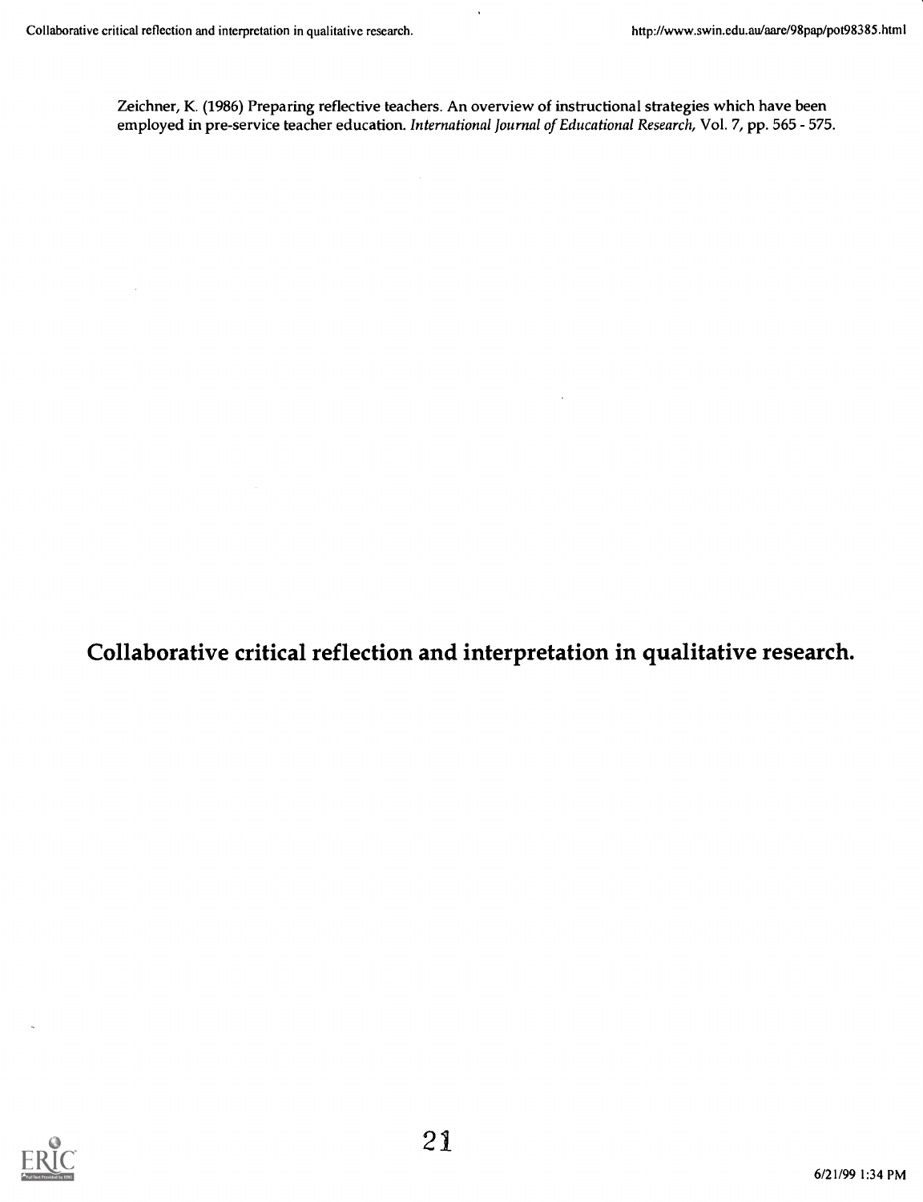Zeichner, K. (1986) Preparing reflective teachers. An overview of instructional strategies which have been employed in pre-service teacher education. *International Journal of Educational Research,* Vol. 7, pp. 565 - 575.

# Collaborative critical reflection and interpretation in qualitative research.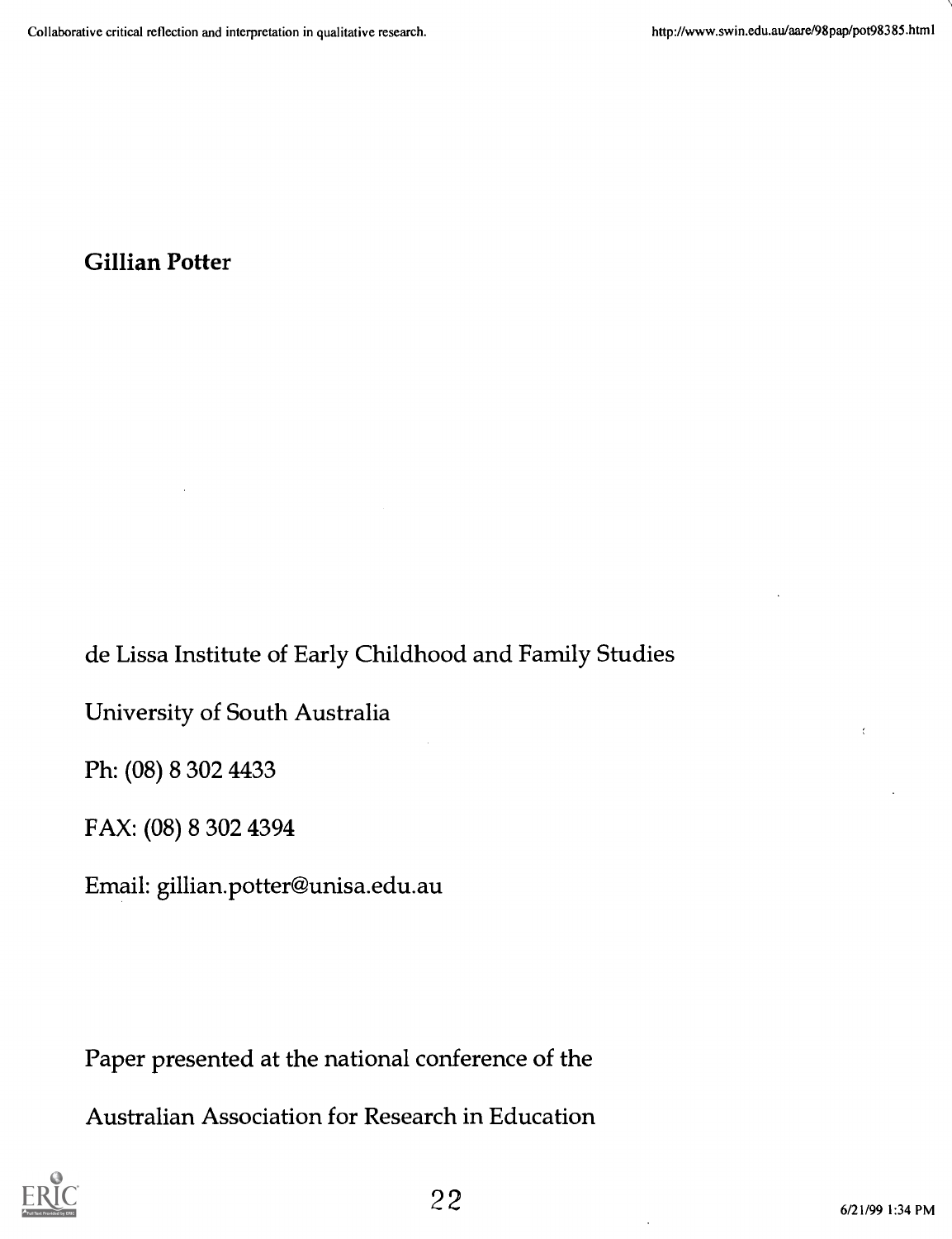**Gillian Potter**

de Lissa Institute of Early Childhood and Family Studies

University of South Australia

Ph: (08) 8 302 4433

FAX: (08) 8 302 4394

Email: gillian.potter@unisa.edu.au

Paper presented at the national conference of the

Australian Association for Research in Education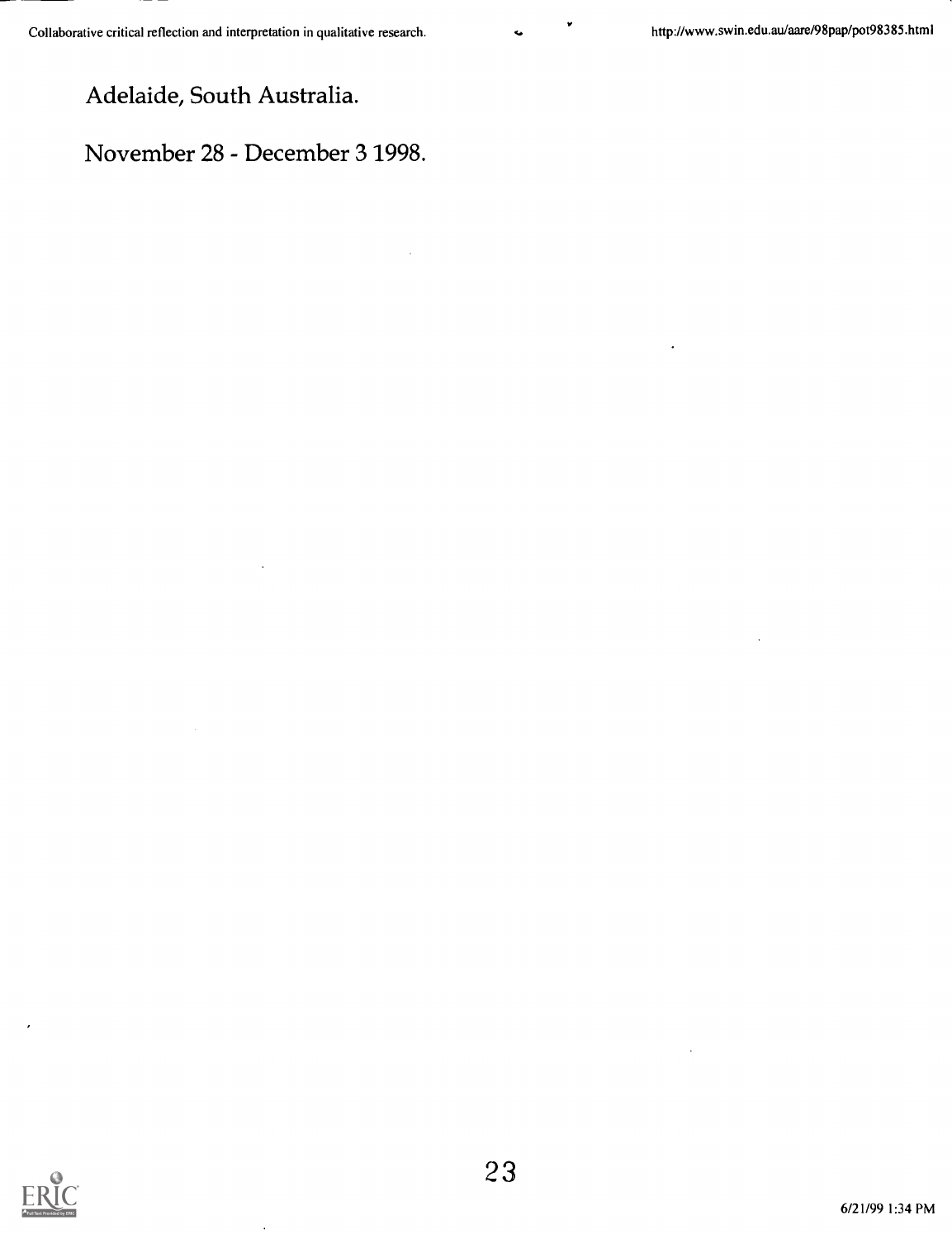Adelaide, South Australia.

November 28 - December 3 1998.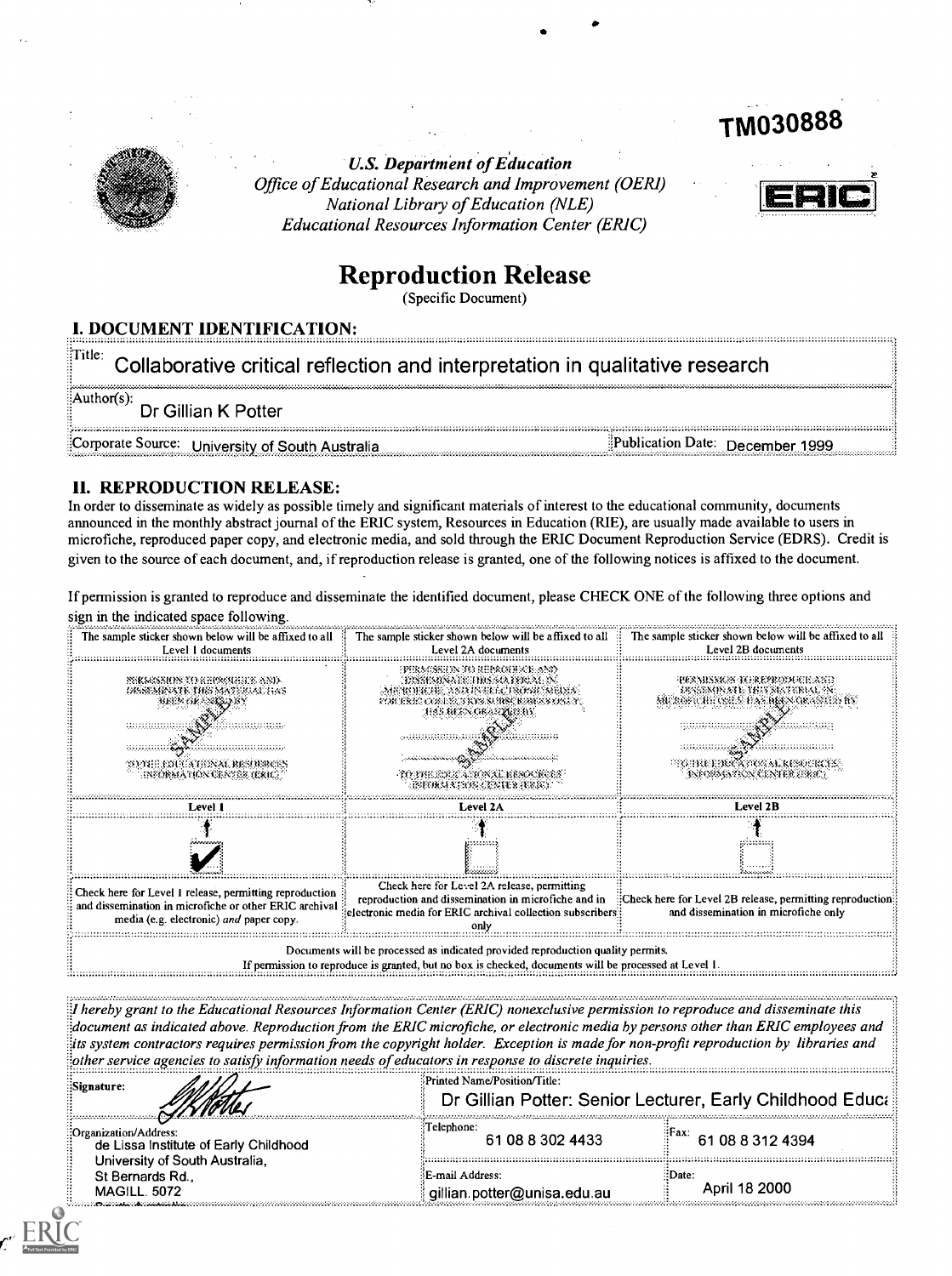TM030888

*U.S. Department of Education*
*Office of Educational Research and Improvement (OERI)*
*National Library of Education (NLE)*
*Educational Resources Information Center (ERIC)*

# Reproduction Release

(Specific Document)

## I. DOCUMENT IDENTIFICATION:

| | |
|---|---|
| Title: Collaborative critical reflection and interpretation in qualitative research | |
| Author(s): Dr Gillian K Potter | |
| Corporate Source: University of South Australia | Publication Date: December 1999 |

## II. REPRODUCTION RELEASE:

In order to disseminate as widely as possible timely and significant materials of interest to the educational community, documents announced in the monthly abstract journal of the ERIC system, Resources in Education (RIE), are usually made available to users in microfiche, reproduced paper copy, and electronic media, and sold through the ERIC Document Reproduction Service (EDRS). Credit is given to the source of each document, and, if reproduction release is granted, one of the following notices is affixed to the document.

If permission is granted to reproduce and disseminate the identified document, please CHECK ONE of the following three options and sign in the indicated space following.

| The sample sticker shown below will be affixed to all Level 1 documents | The sample sticker shown below will be affixed to all Level 2A documents | The sample sticker shown below will be affixed to all Level 2B documents |
|---|---|---|
| PERMISSION TO REPRODUCE AND DISSEMINATE THIS MATERIAL HAS BEEN GRANTED BY SAMPLE TO THE EDUCATIONAL RESOURCES INFORMATION CENTER (ERIC) | PERMISSION TO REPRODUCE AND DISSEMINATE THIS MATERIAL IN MICROFICHE, AND IN ELECTRONIC MEDIA FOR ERIC COLLECTION SUBSCRIBERS ONLY, HAS BEEN GRANTED BY SAMPLE TO THE EDUCATIONAL RESOURCES INFORMATION CENTER (ERIC) | PERMISSION TO REPRODUCE AND DISSEMINATE THIS MATERIAL IN MICROFICHE ONLY HAS BEEN GRANTED BY SAMPLE TO THE EDUCATIONAL RESOURCES INFORMATION CENTER (ERIC) |
| Level 1 | Level 2A | Level 2B |
| ✔ | | |
| Check here for Level 1 release, permitting reproduction and dissemination in microfiche or other ERIC archival media (e.g. electronic) *and* paper copy. | Check here for Level 2A release, permitting reproduction and dissemination in microfiche and in electronic media for ERIC archival collection subscribers only | Check here for Level 2B release, permitting reproduction and dissemination in microfiche only |

Documents will be processed as indicated provided reproduction quality permits.
If permission to reproduce is granted, but no box is checked, documents will be processed at Level 1.

*I hereby grant to the Educational Resources Information Center (ERIC) nonexclusive permission to reproduce and disseminate this document as indicated above. Reproduction from the ERIC microfiche, or electronic media by persons other than ERIC employees and its system contractors requires permission from the copyright holder. Exception is made for non-profit reproduction by libraries and other service agencies to satisfy information needs of educators in response to discrete inquiries.*

| | | |
|---|---|---|
| Signature: | Printed Name/Position/Title: Dr Gillian Potter: Senior Lecturer, Early Childhood Educa | |
| Organization/Address: de Lissa Institute of Early Childhood University of South Australia, St Bernards Rd., MAGILL. 5072 | Telephone: 61 08 8 302 4433 | Fax: 61 08 8 312 4394 |
| | E-mail Address: gillian.potter@unisa.edu.au | Date: April 18 2000 |